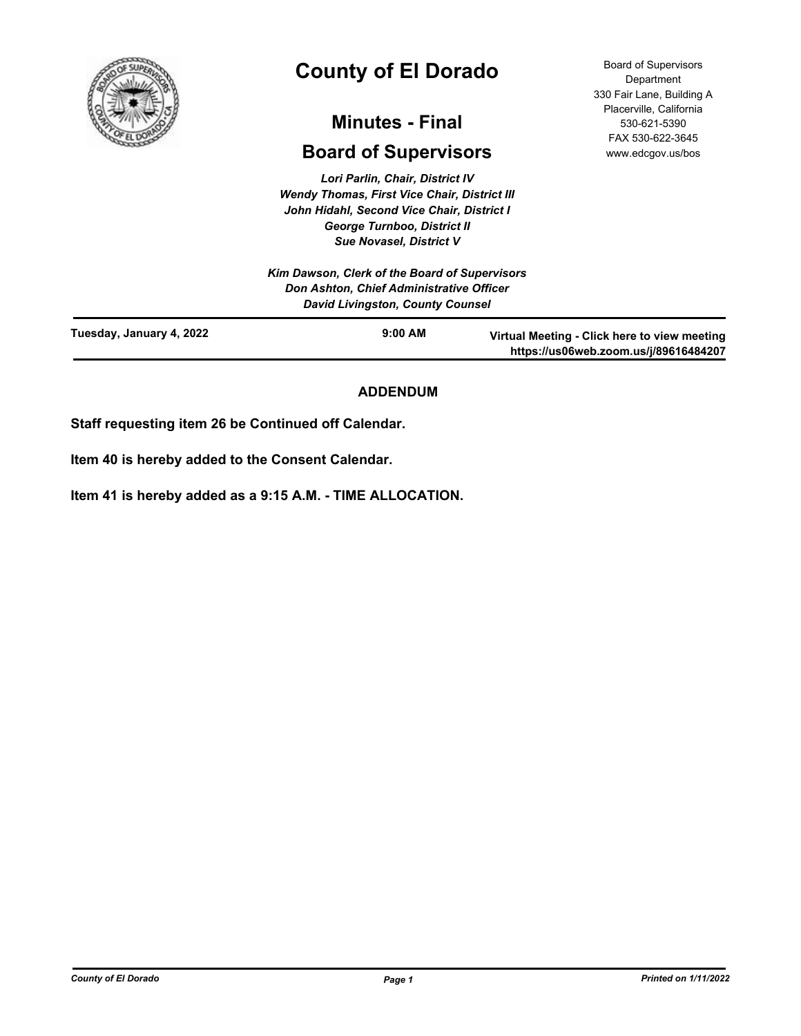# County of El Dorado

## Minutes - Final

## Board of Supervisors

Board of Supervisors Department
330 Fair Lane, Building A
Placerville, California
530-621-5390
FAX 530-622-3645
www.edcgov.us/bos

*Lori Parlin, Chair, District IV*
*Wendy Thomas, First Vice Chair, District III*
*John Hidahl, Second Vice Chair, District I*
*George Turnboo, District II*
*Sue Novasel, District V*

*Kim Dawson, Clerk of the Board of Supervisors*
*Don Ashton, Chief Administrative Officer*
*David Livingston, County Counsel*

**Tuesday, January 4, 2022** | **9:00 AM** | **Virtual Meeting - Click here to view meeting https://us06web.zoom.us/j/89616484207**

**ADDENDUM**

**Staff requesting item 26 be Continued off Calendar.**

**Item 40 is hereby added to the Consent Calendar.**

**Item 41 is hereby added as a 9:15 A.M. - TIME ALLOCATION.**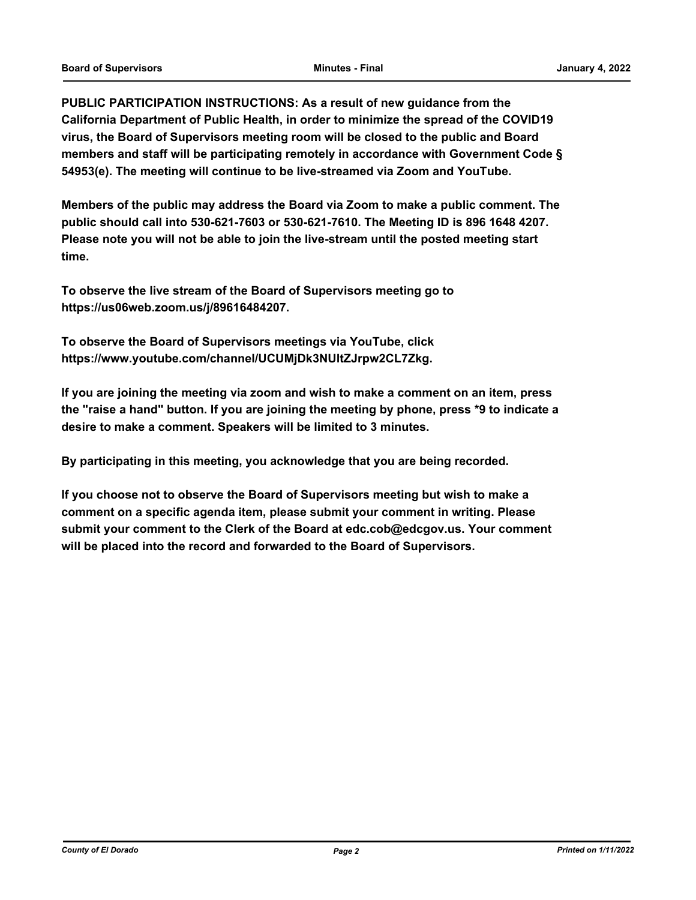**PUBLIC PARTICIPATION INSTRUCTIONS: As a result of new guidance from the California Department of Public Health, in order to minimize the spread of the COVID19 virus, the Board of Supervisors meeting room will be closed to the public and Board members and staff will be participating remotely in accordance with Government Code § 54953(e). The meeting will continue to be live-streamed via Zoom and YouTube.**

**Members of the public may address the Board via Zoom to make a public comment. The public should call into 530-621-7603 or 530-621-7610. The Meeting ID is 896 1648 4207. Please note you will not be able to join the live-stream until the posted meeting start time.**

**To observe the live stream of the Board of Supervisors meeting go to https://us06web.zoom.us/j/89616484207.**

**To observe the Board of Supervisors meetings via YouTube, click https://www.youtube.com/channel/UCUMjDk3NUltZJrpw2CL7Zkg.**

**If you are joining the meeting via zoom and wish to make a comment on an item, press the "raise a hand" button. If you are joining the meeting by phone, press *9 to indicate a desire to make a comment. Speakers will be limited to 3 minutes.**

**By participating in this meeting, you acknowledge that you are being recorded.**

**If you choose not to observe the Board of Supervisors meeting but wish to make a comment on a specific agenda item, please submit your comment in writing. Please submit your comment to the Clerk of the Board at edc.cob@edcgov.us. Your comment will be placed into the record and forwarded to the Board of Supervisors.**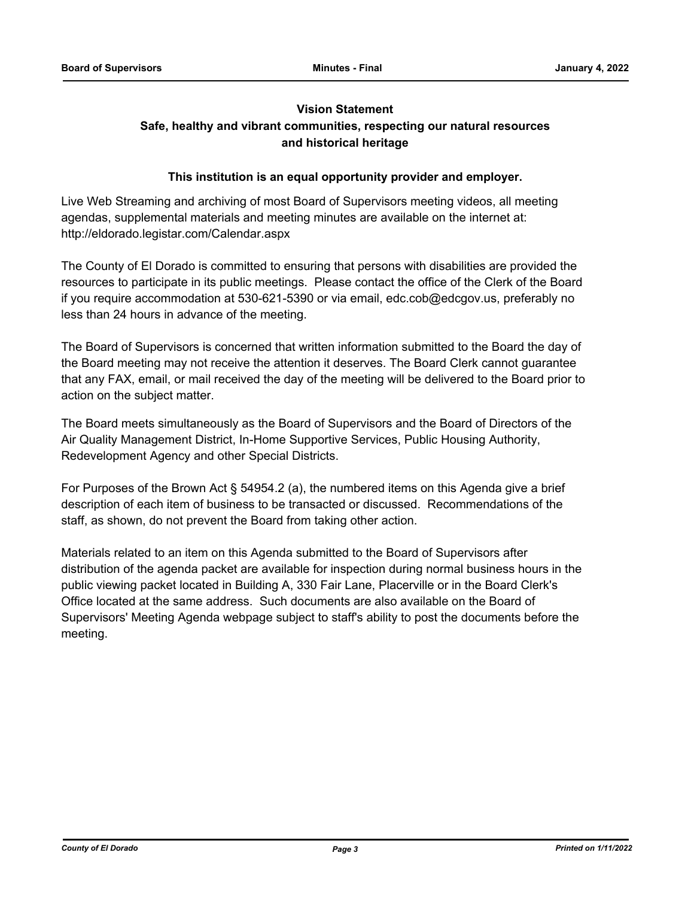**Vision Statement**

**Safe, healthy and vibrant communities, respecting our natural resources and historical heritage**

**This institution is an equal opportunity provider and employer.**

Live Web Streaming and archiving of most Board of Supervisors meeting videos, all meeting agendas, supplemental materials and meeting minutes are available on the internet at: http://eldorado.legistar.com/Calendar.aspx

The County of El Dorado is committed to ensuring that persons with disabilities are provided the resources to participate in its public meetings. Please contact the office of the Clerk of the Board if you require accommodation at 530-621-5390 or via email, edc.cob@edcgov.us, preferably no less than 24 hours in advance of the meeting.

The Board of Supervisors is concerned that written information submitted to the Board the day of the Board meeting may not receive the attention it deserves. The Board Clerk cannot guarantee that any FAX, email, or mail received the day of the meeting will be delivered to the Board prior to action on the subject matter.

The Board meets simultaneously as the Board of Supervisors and the Board of Directors of the Air Quality Management District, In-Home Supportive Services, Public Housing Authority, Redevelopment Agency and other Special Districts.

For Purposes of the Brown Act § 54954.2 (a), the numbered items on this Agenda give a brief description of each item of business to be transacted or discussed. Recommendations of the staff, as shown, do not prevent the Board from taking other action.

Materials related to an item on this Agenda submitted to the Board of Supervisors after distribution of the agenda packet are available for inspection during normal business hours in the public viewing packet located in Building A, 330 Fair Lane, Placerville or in the Board Clerk's Office located at the same address. Such documents are also available on the Board of Supervisors' Meeting Agenda webpage subject to staff's ability to post the documents before the meeting.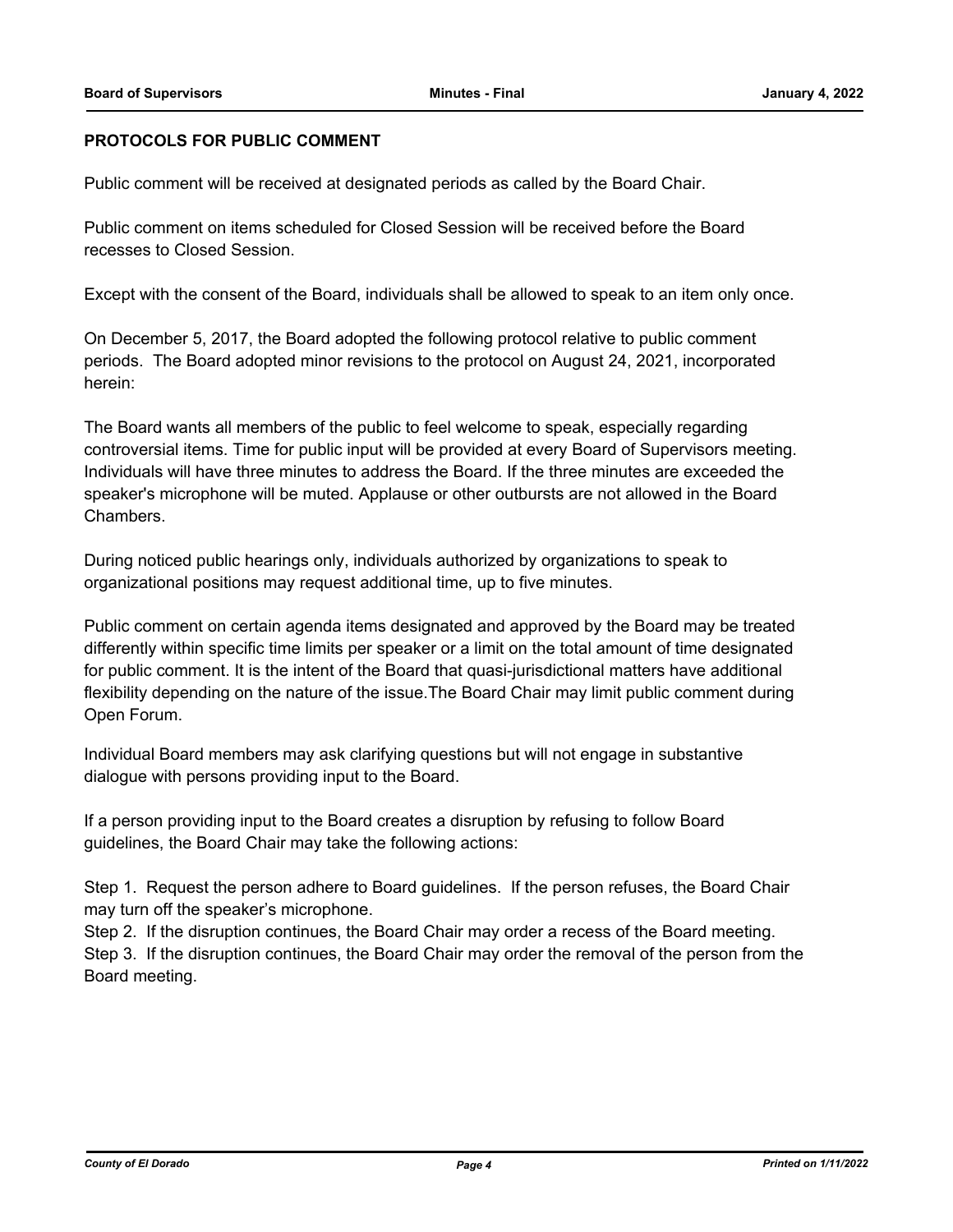**PROTOCOLS FOR PUBLIC COMMENT**

Public comment will be received at designated periods as called by the Board Chair.

Public comment on items scheduled for Closed Session will be received before the Board recesses to Closed Session.

Except with the consent of the Board, individuals shall be allowed to speak to an item only once.

On December 5, 2017, the Board adopted the following protocol relative to public comment periods. The Board adopted minor revisions to the protocol on August 24, 2021, incorporated herein:

The Board wants all members of the public to feel welcome to speak, especially regarding controversial items. Time for public input will be provided at every Board of Supervisors meeting. Individuals will have three minutes to address the Board. If the three minutes are exceeded the speaker's microphone will be muted. Applause or other outbursts are not allowed in the Board Chambers.

During noticed public hearings only, individuals authorized by organizations to speak to organizational positions may request additional time, up to five minutes.

Public comment on certain agenda items designated and approved by the Board may be treated differently within specific time limits per speaker or a limit on the total amount of time designated for public comment. It is the intent of the Board that quasi-jurisdictional matters have additional flexibility depending on the nature of the issue.The Board Chair may limit public comment during Open Forum.

Individual Board members may ask clarifying questions but will not engage in substantive dialogue with persons providing input to the Board.

If a person providing input to the Board creates a disruption by refusing to follow Board guidelines, the Board Chair may take the following actions:

Step 1. Request the person adhere to Board guidelines. If the person refuses, the Board Chair may turn off the speaker's microphone.
Step 2. If the disruption continues, the Board Chair may order a recess of the Board meeting.
Step 3. If the disruption continues, the Board Chair may order the removal of the person from the Board meeting.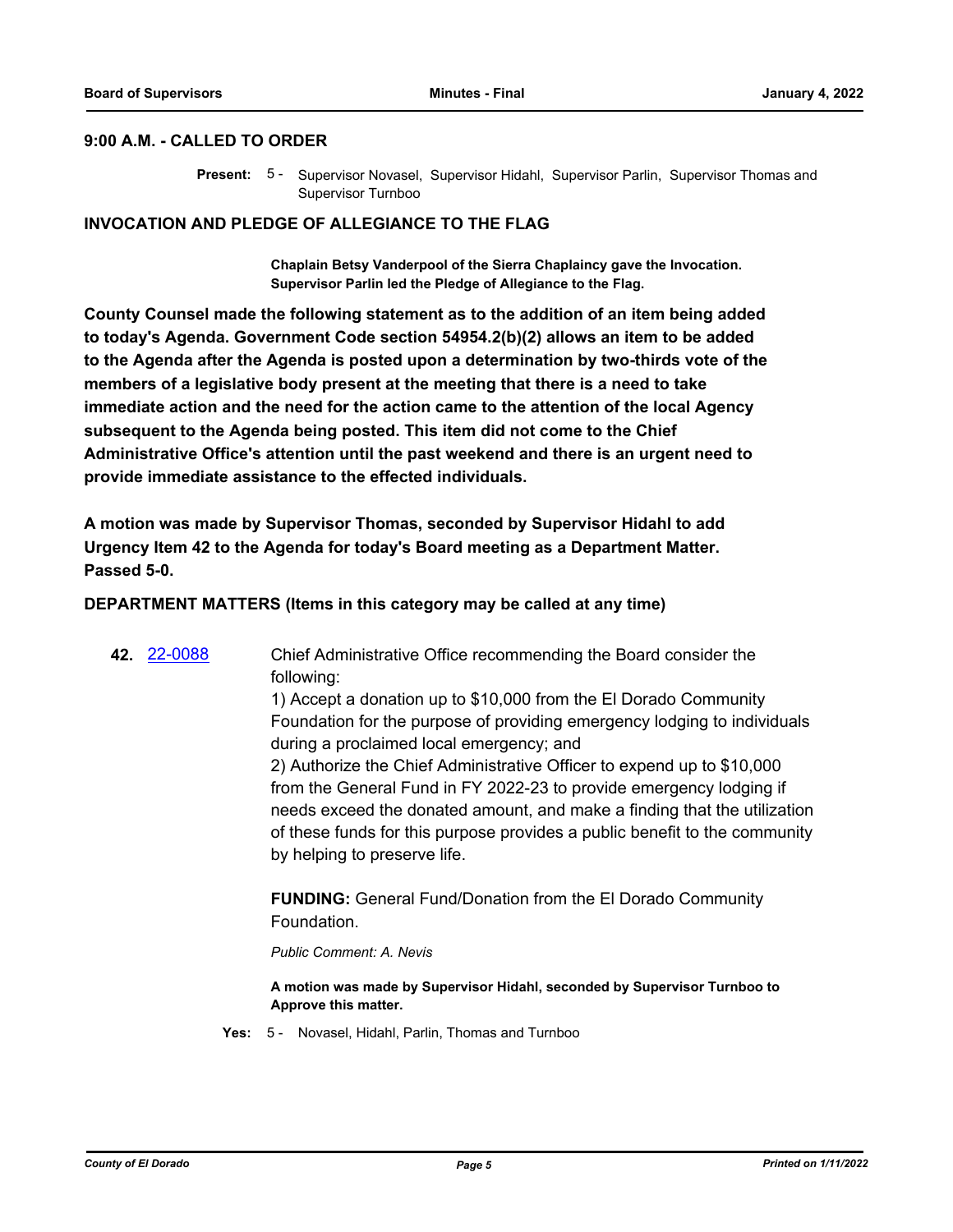**9:00 A.M. - CALLED TO ORDER**

**Present:** 5 - Supervisor Novasel, Supervisor Hidahl, Supervisor Parlin, Supervisor Thomas and Supervisor Turnboo

**INVOCATION AND PLEDGE OF ALLEGIANCE TO THE FLAG**

**Chaplain Betsy Vanderpool of the Sierra Chaplaincy gave the Invocation. Supervisor Parlin led the Pledge of Allegiance to the Flag.**

**County Counsel made the following statement as to the addition of an item being added to today's Agenda. Government Code section 54954.2(b)(2) allows an item to be added to the Agenda after the Agenda is posted upon a determination by two-thirds vote of the members of a legislative body present at the meeting that there is a need to take immediate action and the need for the action came to the attention of the local Agency subsequent to the Agenda being posted. This item did not come to the Chief Administrative Office's attention until the past weekend and there is an urgent need to provide immediate assistance to the effected individuals.**

**A motion was made by Supervisor Thomas, seconded by Supervisor Hidahl to add Urgency Item 42 to the Agenda for today's Board meeting as a Department Matter. Passed 5-0.**

**DEPARTMENT MATTERS (Items in this category may be called at any time)**

**42.** 22-0088

Chief Administrative Office recommending the Board consider the following:

1) Accept a donation up to $10,000 from the El Dorado Community Foundation for the purpose of providing emergency lodging to individuals during a proclaimed local emergency; and

2) Authorize the Chief Administrative Officer to expend up to $10,000 from the General Fund in FY 2022-23 to provide emergency lodging if needs exceed the donated amount, and make a finding that the utilization of these funds for this purpose provides a public benefit to the community by helping to preserve life.

**FUNDING:** General Fund/Donation from the El Dorado Community Foundation.

*Public Comment: A. Nevis*

**A motion was made by Supervisor Hidahl, seconded by Supervisor Turnboo to Approve this matter.**

**Yes:** 5 - Novasel, Hidahl, Parlin, Thomas and Turnboo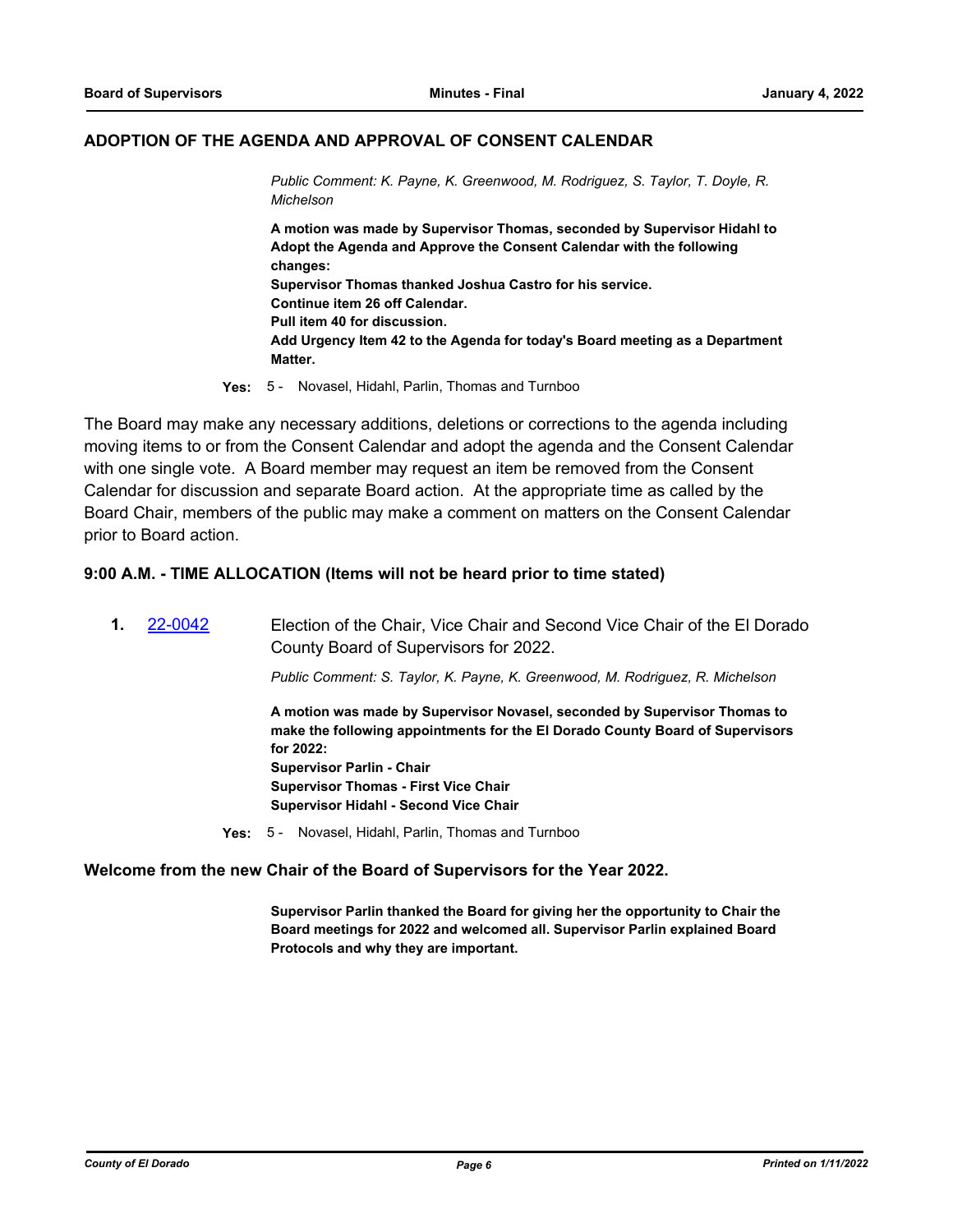## ADOPTION OF THE AGENDA AND APPROVAL OF CONSENT CALENDAR

*Public Comment: K. Payne, K. Greenwood, M. Rodriguez, S. Taylor, T. Doyle, R. Michelson*

**A motion was made by Supervisor Thomas, seconded by Supervisor Hidahl to Adopt the Agenda and Approve the Consent Calendar with the following changes:**
**Supervisor Thomas thanked Joshua Castro for his service.**
**Continue item 26 off Calendar.**
**Pull item 40 for discussion.**
**Add Urgency Item 42 to the Agenda for today's Board meeting as a Department Matter.**

**Yes:** 5 - Novasel, Hidahl, Parlin, Thomas and Turnboo

The Board may make any necessary additions, deletions or corrections to the agenda including moving items to or from the Consent Calendar and adopt the agenda and the Consent Calendar with one single vote. A Board member may request an item be removed from the Consent Calendar for discussion and separate Board action. At the appropriate time as called by the Board Chair, members of the public may make a comment on matters on the Consent Calendar prior to Board action.

## 9:00 A.M. - TIME ALLOCATION (Items will not be heard prior to time stated)

**1.** 22-0042 Election of the Chair, Vice Chair and Second Vice Chair of the El Dorado County Board of Supervisors for 2022.

*Public Comment: S. Taylor, K. Payne, K. Greenwood, M. Rodriguez, R. Michelson*

**A motion was made by Supervisor Novasel, seconded by Supervisor Thomas to make the following appointments for the El Dorado County Board of Supervisors for 2022:**
**Supervisor Parlin - Chair**
**Supervisor Thomas - First Vice Chair**
**Supervisor Hidahl - Second Vice Chair**

**Yes:** 5 - Novasel, Hidahl, Parlin, Thomas and Turnboo

## Welcome from the new Chair of the Board of Supervisors for the Year 2022.

**Supervisor Parlin thanked the Board for giving her the opportunity to Chair the Board meetings for 2022 and welcomed all. Supervisor Parlin explained Board Protocols and why they are important.**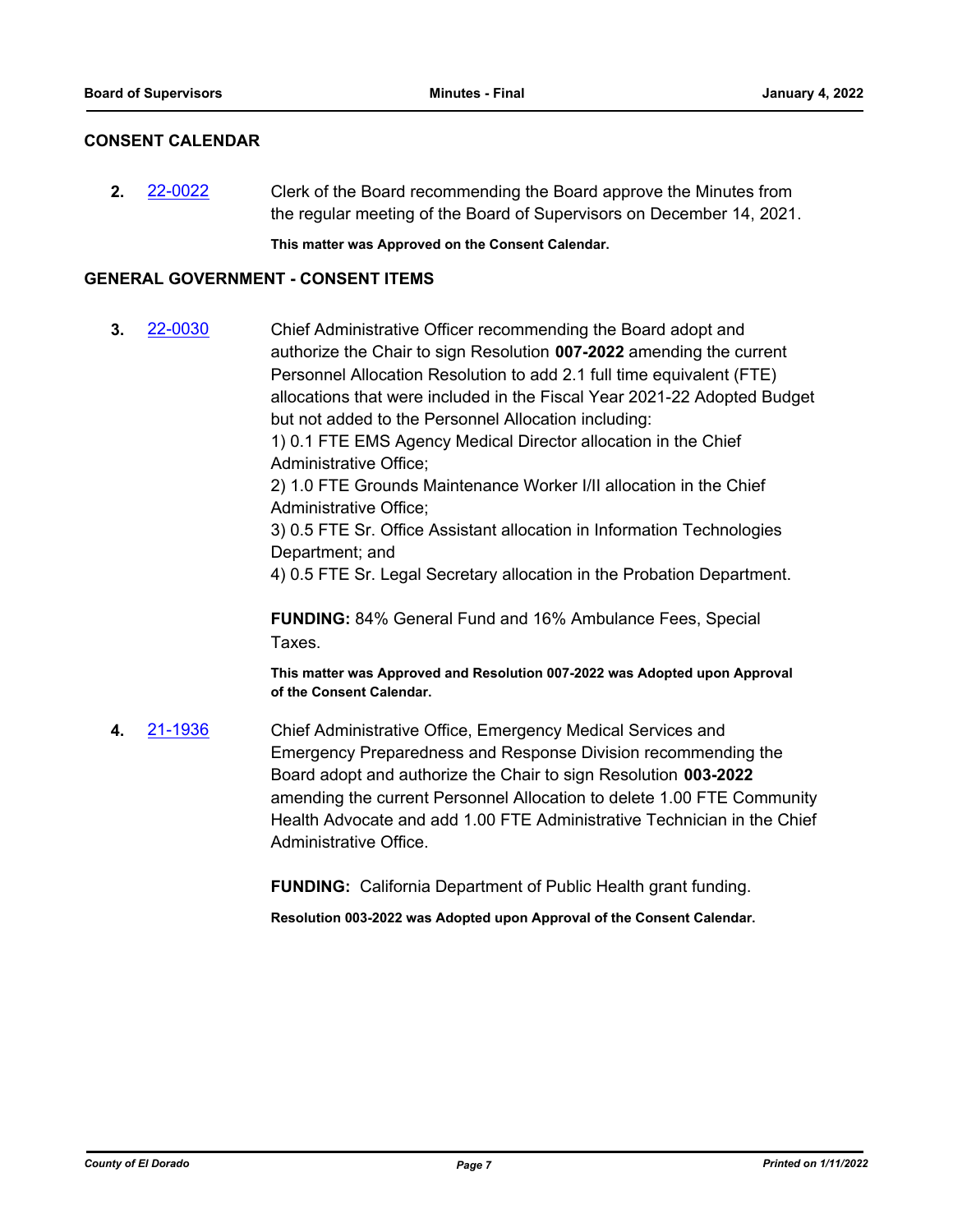## CONSENT CALENDAR

**2.** [22-0022](22-0022) Clerk of the Board recommending the Board approve the Minutes from the regular meeting of the Board of Supervisors on December 14, 2021.

**This matter was Approved on the Consent Calendar.**

## GENERAL GOVERNMENT - CONSENT ITEMS

**3.** [22-0030](22-0030) Chief Administrative Officer recommending the Board adopt and authorize the Chair to sign Resolution **007-2022** amending the current Personnel Allocation Resolution to add 2.1 full time equivalent (FTE) allocations that were included in the Fiscal Year 2021-22 Adopted Budget but not added to the Personnel Allocation including:

1) 0.1 FTE EMS Agency Medical Director allocation in the Chief Administrative Office;
2) 1.0 FTE Grounds Maintenance Worker I/II allocation in the Chief Administrative Office;
3) 0.5 FTE Sr. Office Assistant allocation in Information Technologies Department; and
4) 0.5 FTE Sr. Legal Secretary allocation in the Probation Department.

**FUNDING:** 84% General Fund and 16% Ambulance Fees, Special Taxes.

**This matter was Approved and Resolution 007-2022 was Adopted upon Approval of the Consent Calendar.**

**4.** [21-1936](21-1936) Chief Administrative Office, Emergency Medical Services and Emergency Preparedness and Response Division recommending the Board adopt and authorize the Chair to sign Resolution **003-2022** amending the current Personnel Allocation to delete 1.00 FTE Community Health Advocate and add 1.00 FTE Administrative Technician in the Chief Administrative Office.

**FUNDING:** California Department of Public Health grant funding.

**Resolution 003-2022 was Adopted upon Approval of the Consent Calendar.**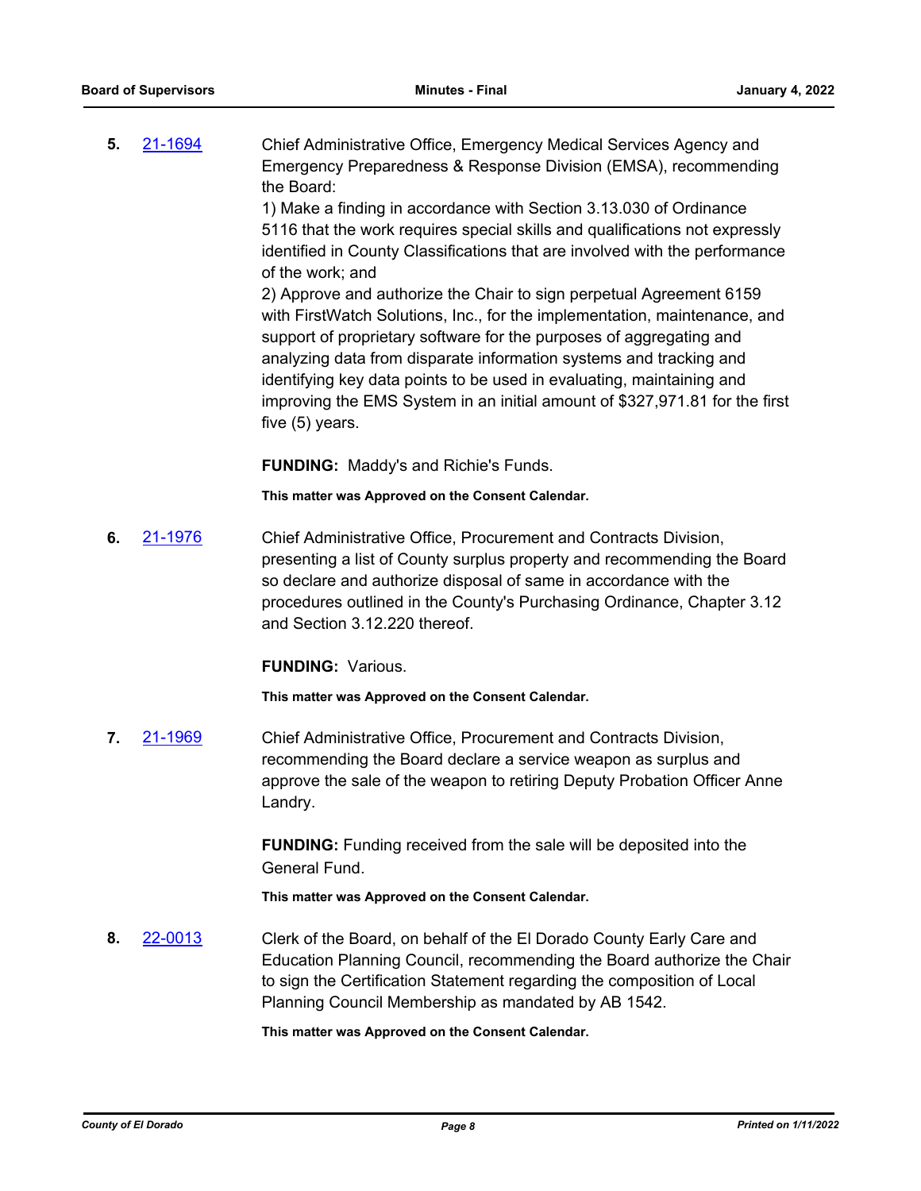**5.** 21-1694 Chief Administrative Office, Emergency Medical Services Agency and Emergency Preparedness & Response Division (EMSA), recommending the Board:

1) Make a finding in accordance with Section 3.13.030 of Ordinance 5116 that the work requires special skills and qualifications not expressly identified in County Classifications that are involved with the performance of the work; and

2) Approve and authorize the Chair to sign perpetual Agreement 6159 with FirstWatch Solutions, Inc., for the implementation, maintenance, and support of proprietary software for the purposes of aggregating and analyzing data from disparate information systems and tracking and identifying key data points to be used in evaluating, maintaining and improving the EMS System in an initial amount of $327,971.81 for the first five (5) years.

**FUNDING:** Maddy's and Richie's Funds.

**This matter was Approved on the Consent Calendar.**

**6.** 21-1976 Chief Administrative Office, Procurement and Contracts Division, presenting a list of County surplus property and recommending the Board so declare and authorize disposal of same in accordance with the procedures outlined in the County's Purchasing Ordinance, Chapter 3.12 and Section 3.12.220 thereof.

**FUNDING:** Various.

**This matter was Approved on the Consent Calendar.**

**7.** 21-1969 Chief Administrative Office, Procurement and Contracts Division, recommending the Board declare a service weapon as surplus and approve the sale of the weapon to retiring Deputy Probation Officer Anne Landry.

**FUNDING:** Funding received from the sale will be deposited into the General Fund.

**This matter was Approved on the Consent Calendar.**

**8.** 22-0013 Clerk of the Board, on behalf of the El Dorado County Early Care and Education Planning Council, recommending the Board authorize the Chair to sign the Certification Statement regarding the composition of Local Planning Council Membership as mandated by AB 1542.

**This matter was Approved on the Consent Calendar.**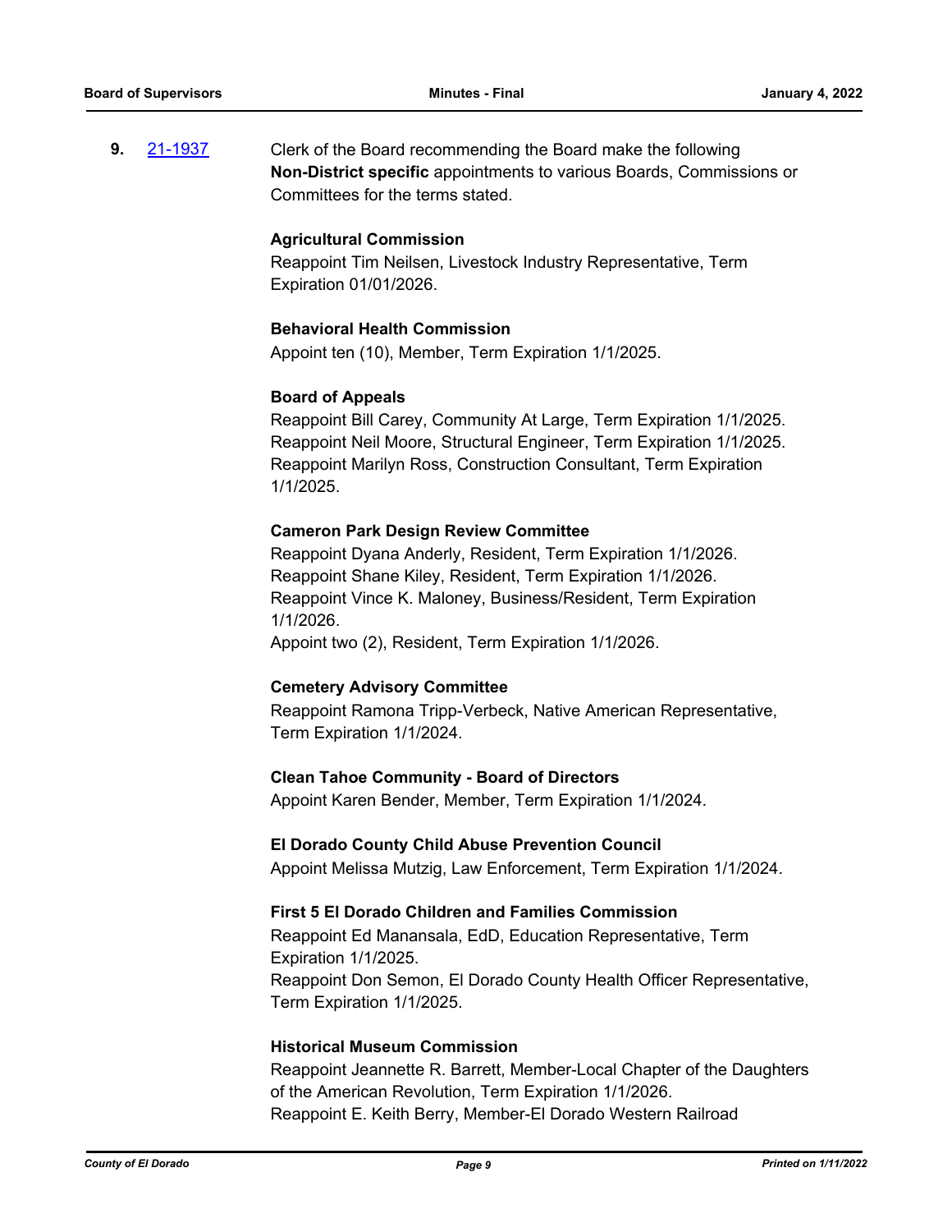**9.** 21-1937 Clerk of the Board recommending the Board make the following **Non-District specific** appointments to various Boards, Commissions or Committees for the terms stated.

**Agricultural Commission**
Reappoint Tim Neilsen, Livestock Industry Representative, Term Expiration 01/01/2026.

**Behavioral Health Commission**
Appoint ten (10), Member, Term Expiration 1/1/2025.

**Board of Appeals**
Reappoint Bill Carey, Community At Large, Term Expiration 1/1/2025.
Reappoint Neil Moore, Structural Engineer, Term Expiration 1/1/2025.
Reappoint Marilyn Ross, Construction Consultant, Term Expiration 1/1/2025.

**Cameron Park Design Review Committee**
Reappoint Dyana Anderly, Resident, Term Expiration 1/1/2026.
Reappoint Shane Kiley, Resident, Term Expiration 1/1/2026.
Reappoint Vince K. Maloney, Business/Resident, Term Expiration 1/1/2026.
Appoint two (2), Resident, Term Expiration 1/1/2026.

**Cemetery Advisory Committee**
Reappoint Ramona Tripp-Verbeck, Native American Representative, Term Expiration 1/1/2024.

**Clean Tahoe Community - Board of Directors**
Appoint Karen Bender, Member, Term Expiration 1/1/2024.

**El Dorado County Child Abuse Prevention Council**
Appoint Melissa Mutzig, Law Enforcement, Term Expiration 1/1/2024.

**First 5 El Dorado Children and Families Commission**
Reappoint Ed Manansala, EdD, Education Representative, Term Expiration 1/1/2025.
Reappoint Don Semon, El Dorado County Health Officer Representative, Term Expiration 1/1/2025.

**Historical Museum Commission**
Reappoint Jeannette R. Barrett, Member-Local Chapter of the Daughters of the American Revolution, Term Expiration 1/1/2026.
Reappoint E. Keith Berry, Member-El Dorado Western Railroad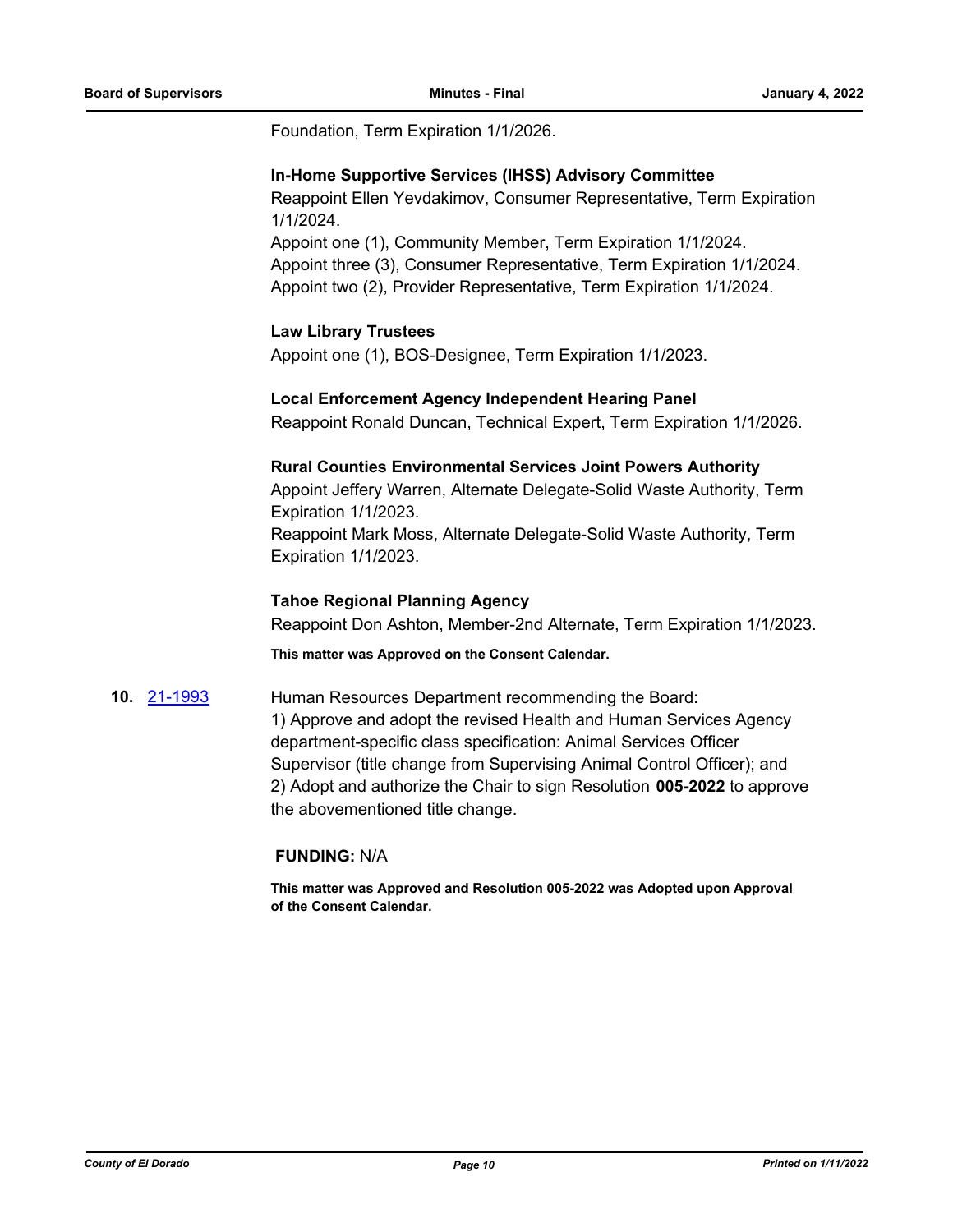Foundation, Term Expiration 1/1/2026.

**In-Home Supportive Services (IHSS) Advisory Committee**
Reappoint Ellen Yevdakimov, Consumer Representative, Term Expiration 1/1/2024.
Appoint one (1), Community Member, Term Expiration 1/1/2024.
Appoint three (3), Consumer Representative, Term Expiration 1/1/2024.
Appoint two (2), Provider Representative, Term Expiration 1/1/2024.

**Law Library Trustees**
Appoint one (1), BOS-Designee, Term Expiration 1/1/2023.

**Local Enforcement Agency Independent Hearing Panel**
Reappoint Ronald Duncan, Technical Expert, Term Expiration 1/1/2026.

**Rural Counties Environmental Services Joint Powers Authority**
Appoint Jeffery Warren, Alternate Delegate-Solid Waste Authority, Term Expiration 1/1/2023.
Reappoint Mark Moss, Alternate Delegate-Solid Waste Authority, Term Expiration 1/1/2023.

**Tahoe Regional Planning Agency**
Reappoint Don Ashton, Member-2nd Alternate, Term Expiration 1/1/2023.

**This matter was Approved on the Consent Calendar.**

**10.** 21-1993

Human Resources Department recommending the Board:
1) Approve and adopt the revised Health and Human Services Agency department-specific class specification: Animal Services Officer Supervisor (title change from Supervising Animal Control Officer); and
2) Adopt and authorize the Chair to sign Resolution **005-2022** to approve the abovementioned title change.

**FUNDING:** N/A

**This matter was Approved and Resolution 005-2022 was Adopted upon Approval of the Consent Calendar.**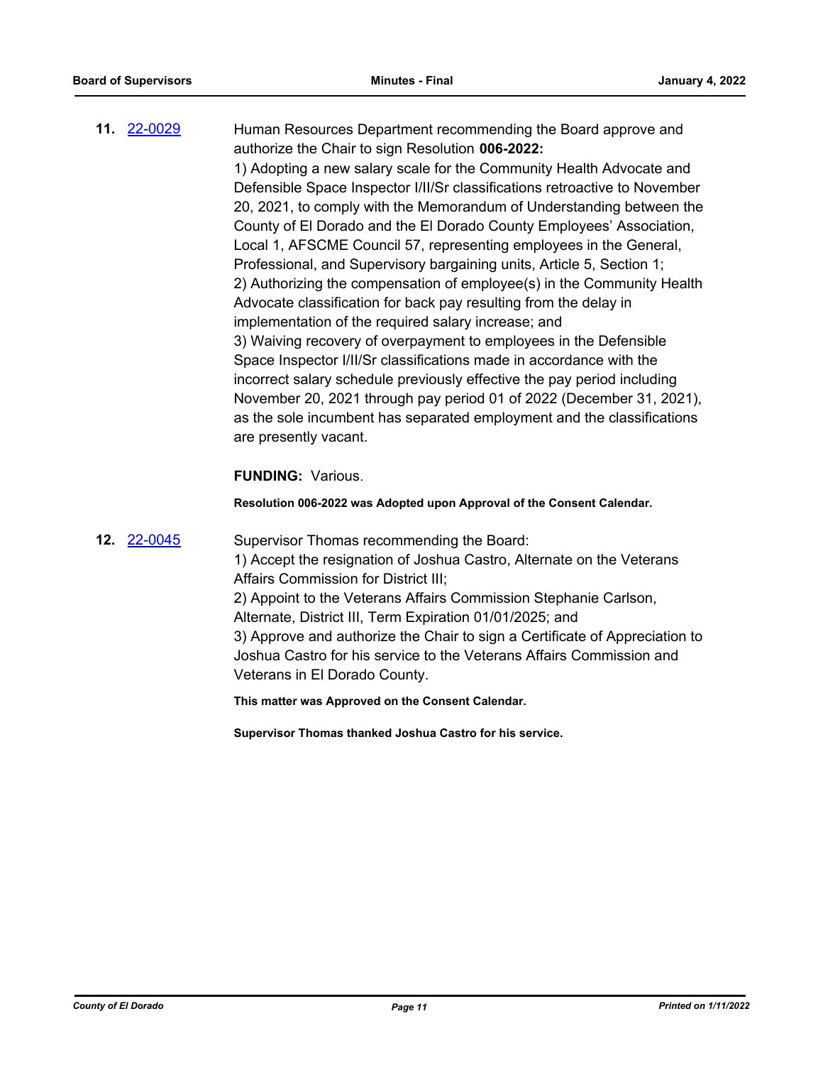**11.** [22-0029](22-0029)

Human Resources Department recommending the Board approve and authorize the Chair to sign Resolution **006-2022:**

1) Adopting a new salary scale for the Community Health Advocate and Defensible Space Inspector I/II/Sr classifications retroactive to November 20, 2021, to comply with the Memorandum of Understanding between the County of El Dorado and the El Dorado County Employees' Association, Local 1, AFSCME Council 57, representing employees in the General, Professional, and Supervisory bargaining units, Article 5, Section 1;
2) Authorizing the compensation of employee(s) in the Community Health Advocate classification for back pay resulting from the delay in implementation of the required salary increase; and
3) Waiving recovery of overpayment to employees in the Defensible Space Inspector I/II/Sr classifications made in accordance with the incorrect salary schedule previously effective the pay period including November 20, 2021 through pay period 01 of 2022 (December 31, 2021), as the sole incumbent has separated employment and the classifications are presently vacant.

**FUNDING:** Various.

**Resolution 006-2022 was Adopted upon Approval of the Consent Calendar.**

**12.** [22-0045](22-0045)

Supervisor Thomas recommending the Board:

1) Accept the resignation of Joshua Castro, Alternate on the Veterans Affairs Commission for District III;
2) Appoint to the Veterans Affairs Commission Stephanie Carlson, Alternate, District III, Term Expiration 01/01/2025; and
3) Approve and authorize the Chair to sign a Certificate of Appreciation to Joshua Castro for his service to the Veterans Affairs Commission and Veterans in El Dorado County.

**This matter was Approved on the Consent Calendar.**

**Supervisor Thomas thanked Joshua Castro for his service.**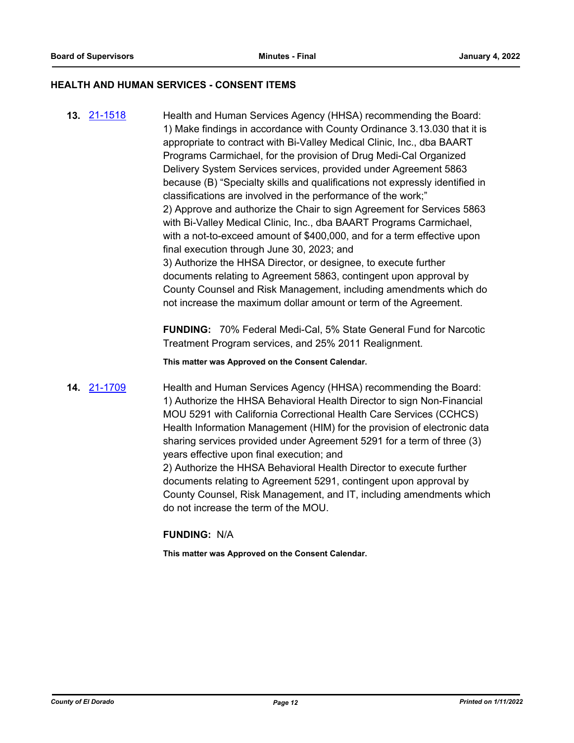## HEALTH AND HUMAN SERVICES - CONSENT ITEMS

**13.** [21-1518](21-1518)

Health and Human Services Agency (HHSA) recommending the Board:
1) Make findings in accordance with County Ordinance 3.13.030 that it is appropriate to contract with Bi-Valley Medical Clinic, Inc., dba BAART Programs Carmichael, for the provision of Drug Medi-Cal Organized Delivery System Services services, provided under Agreement 5863 because (B) “Specialty skills and qualifications not expressly identified in classifications are involved in the performance of the work;”
2) Approve and authorize the Chair to sign Agreement for Services 5863 with Bi-Valley Medical Clinic, Inc., dba BAART Programs Carmichael, with a not-to-exceed amount of $400,000, and for a term effective upon final execution through June 30, 2023; and
3) Authorize the HHSA Director, or designee, to execute further documents relating to Agreement 5863, contingent upon approval by County Counsel and Risk Management, including amendments which do not increase the maximum dollar amount or term of the Agreement.

**FUNDING:** 70% Federal Medi-Cal, 5% State General Fund for Narcotic Treatment Program services, and 25% 2011 Realignment.

**This matter was Approved on the Consent Calendar.**

**14.** [21-1709](21-1709)

Health and Human Services Agency (HHSA) recommending the Board:
1) Authorize the HHSA Behavioral Health Director to sign Non-Financial MOU 5291 with California Correctional Health Care Services (CCHCS) Health Information Management (HIM) for the provision of electronic data sharing services provided under Agreement 5291 for a term of three (3) years effective upon final execution; and
2) Authorize the HHSA Behavioral Health Director to execute further documents relating to Agreement 5291, contingent upon approval by County Counsel, Risk Management, and IT, including amendments which do not increase the term of the MOU.

**FUNDING:** N/A

**This matter was Approved on the Consent Calendar.**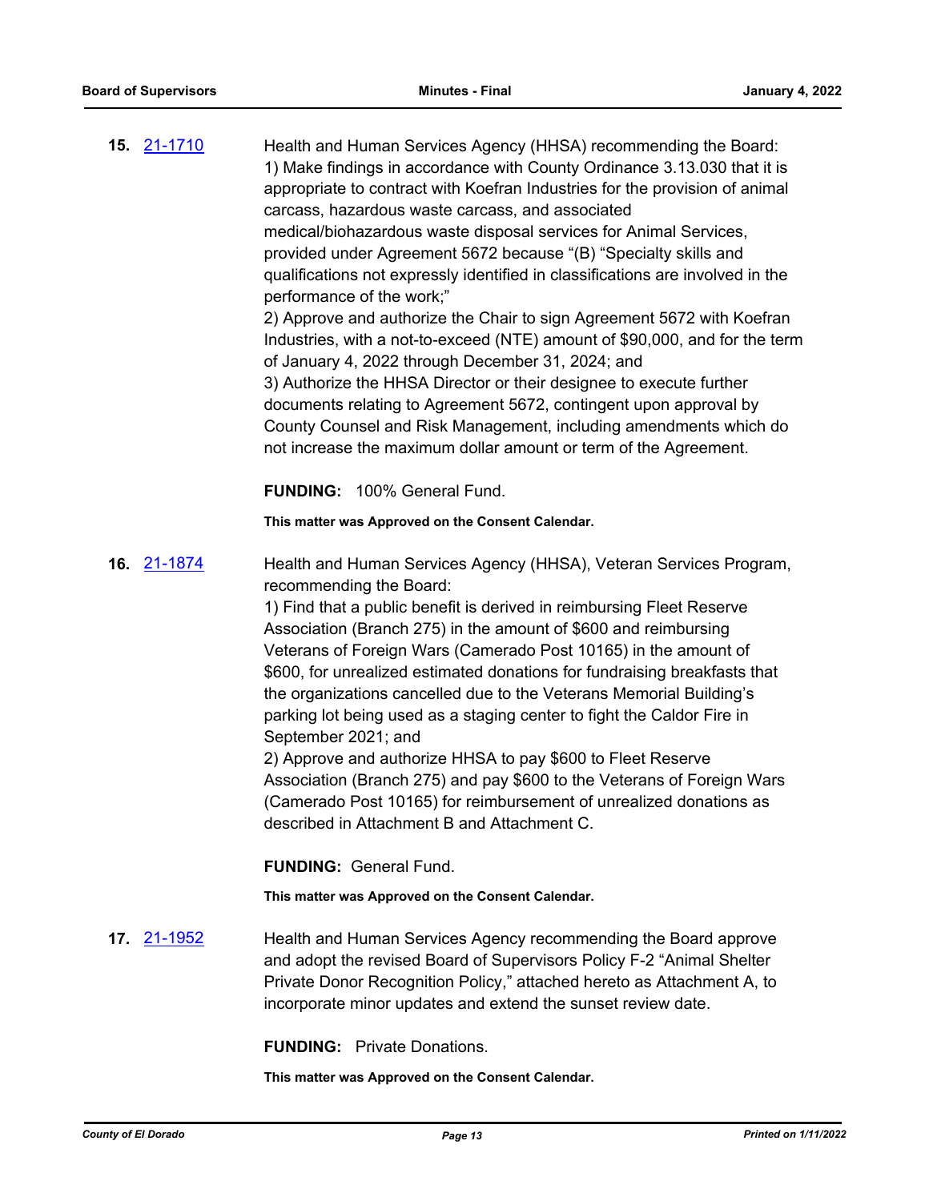**15.** 21-1710

Health and Human Services Agency (HHSA) recommending the Board:
1) Make findings in accordance with County Ordinance 3.13.030 that it is appropriate to contract with Koefran Industries for the provision of animal carcass, hazardous waste carcass, and associated medical/biohazardous waste disposal services for Animal Services, provided under Agreement 5672 because "(B) "Specialty skills and qualifications not expressly identified in classifications are involved in the performance of the work;"
2) Approve and authorize the Chair to sign Agreement 5672 with Koefran Industries, with a not-to-exceed (NTE) amount of $90,000, and for the term of January 4, 2022 through December 31, 2024; and
3) Authorize the HHSA Director or their designee to execute further documents relating to Agreement 5672, contingent upon approval by County Counsel and Risk Management, including amendments which do not increase the maximum dollar amount or term of the Agreement.

**FUNDING:** 100% General Fund.

**This matter was Approved on the Consent Calendar.**

**16.** 21-1874

Health and Human Services Agency (HHSA), Veteran Services Program, recommending the Board:
1) Find that a public benefit is derived in reimbursing Fleet Reserve Association (Branch 275) in the amount of $600 and reimbursing Veterans of Foreign Wars (Camerado Post 10165) in the amount of $600, for unrealized estimated donations for fundraising breakfasts that the organizations cancelled due to the Veterans Memorial Building's parking lot being used as a staging center to fight the Caldor Fire in September 2021; and
2) Approve and authorize HHSA to pay $600 to Fleet Reserve Association (Branch 275) and pay $600 to the Veterans of Foreign Wars (Camerado Post 10165) for reimbursement of unrealized donations as described in Attachment B and Attachment C.

**FUNDING:** General Fund.

**This matter was Approved on the Consent Calendar.**

**17.** 21-1952

Health and Human Services Agency recommending the Board approve and adopt the revised Board of Supervisors Policy F-2 "Animal Shelter Private Donor Recognition Policy," attached hereto as Attachment A, to incorporate minor updates and extend the sunset review date.

**FUNDING:** Private Donations.

**This matter was Approved on the Consent Calendar.**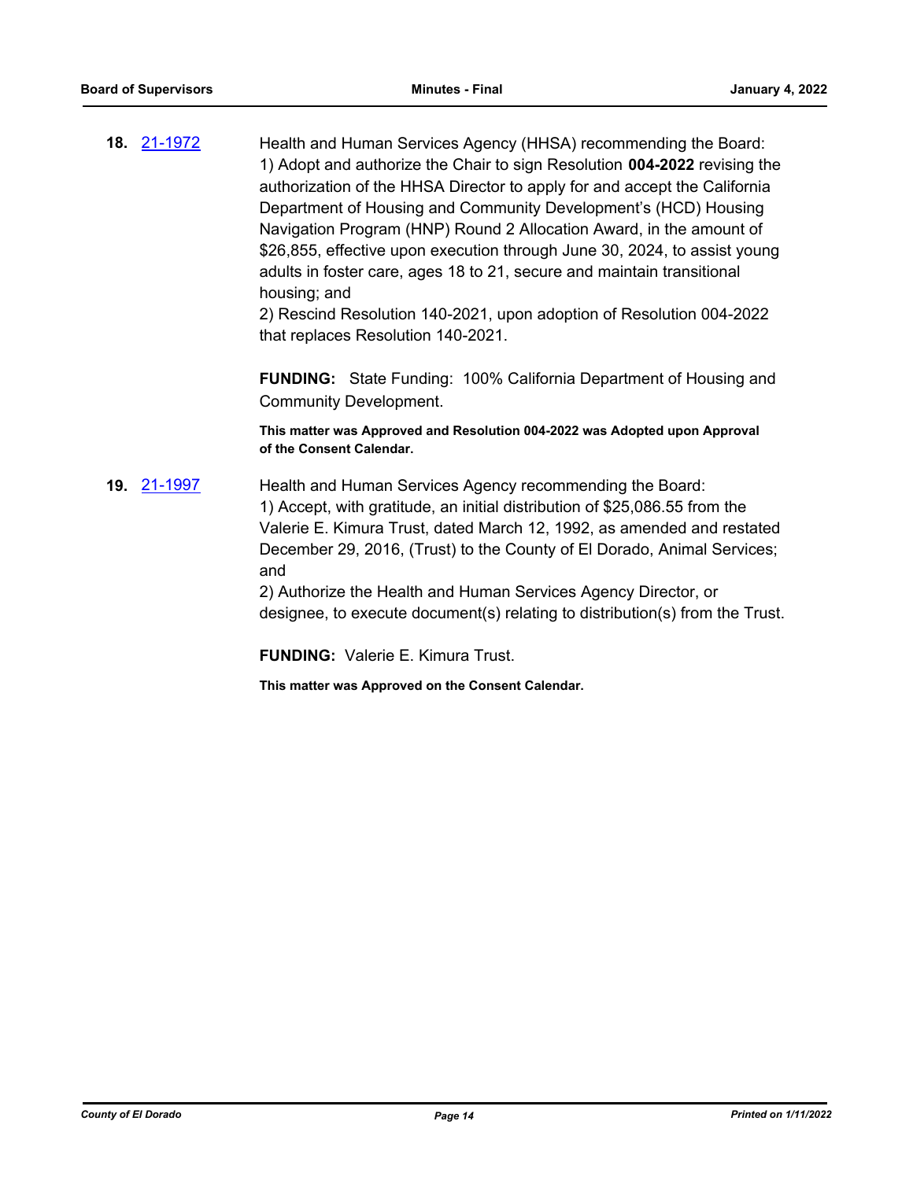**18.** 21-1972

Health and Human Services Agency (HHSA) recommending the Board:
1) Adopt and authorize the Chair to sign Resolution **004-2022** revising the authorization of the HHSA Director to apply for and accept the California Department of Housing and Community Development's (HCD) Housing Navigation Program (HNP) Round 2 Allocation Award, in the amount of $26,855, effective upon execution through June 30, 2024, to assist young adults in foster care, ages 18 to 21, secure and maintain transitional housing; and
2) Rescind Resolution 140-2021, upon adoption of Resolution 004-2022 that replaces Resolution 140-2021.

**FUNDING:** State Funding: 100% California Department of Housing and Community Development.

**This matter was Approved and Resolution 004-2022 was Adopted upon Approval of the Consent Calendar.**

**19.** 21-1997

Health and Human Services Agency recommending the Board:
1) Accept, with gratitude, an initial distribution of $25,086.55 from the Valerie E. Kimura Trust, dated March 12, 1992, as amended and restated December 29, 2016, (Trust) to the County of El Dorado, Animal Services; and
2) Authorize the Health and Human Services Agency Director, or designee, to execute document(s) relating to distribution(s) from the Trust.

**FUNDING:** Valerie E. Kimura Trust.

**This matter was Approved on the Consent Calendar.**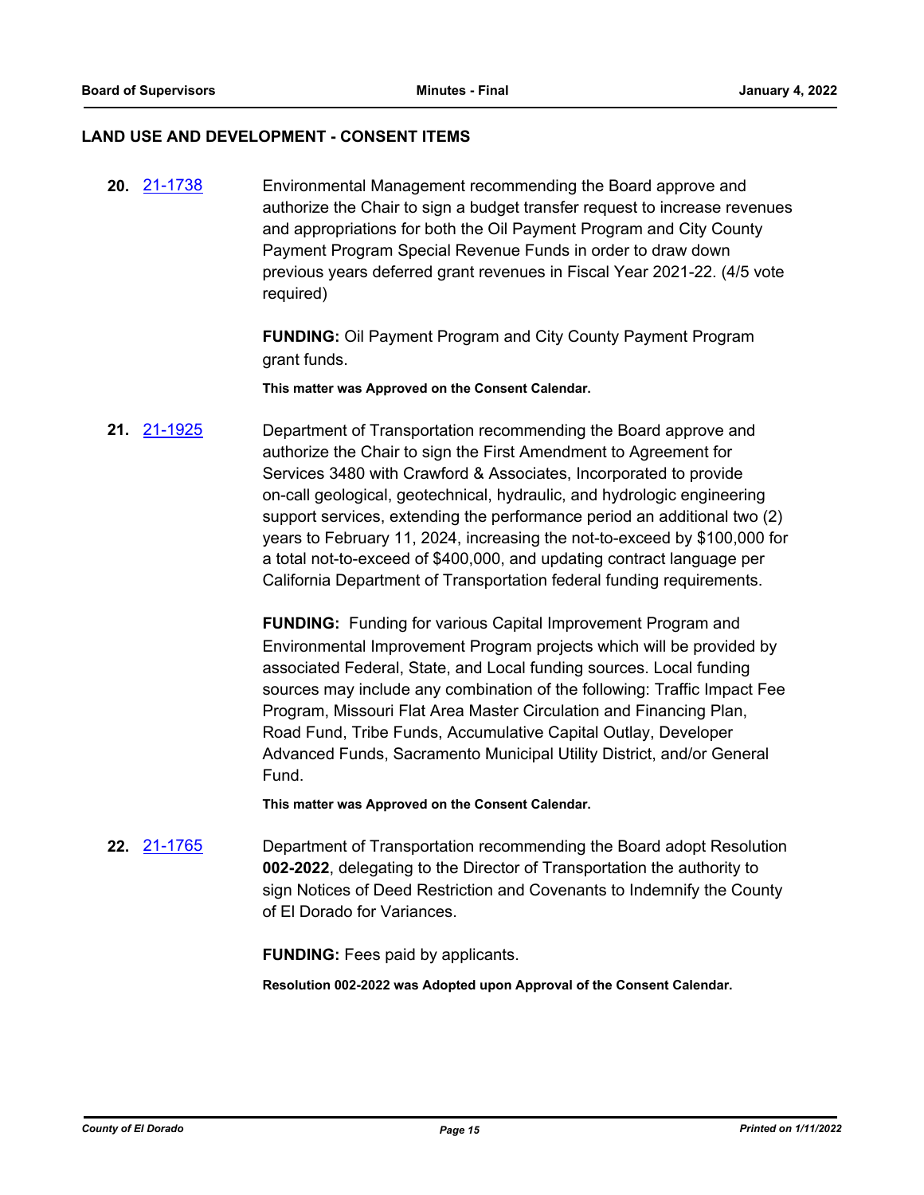## LAND USE AND DEVELOPMENT - CONSENT ITEMS

**20.** [21-1738] Environmental Management recommending the Board approve and authorize the Chair to sign a budget transfer request to increase revenues and appropriations for both the Oil Payment Program and City County Payment Program Special Revenue Funds in order to draw down previous years deferred grant revenues in Fiscal Year 2021-22. (4/5 vote required)

**FUNDING:** Oil Payment Program and City County Payment Program grant funds.

**This matter was Approved on the Consent Calendar.**

**21.** [21-1925] Department of Transportation recommending the Board approve and authorize the Chair to sign the First Amendment to Agreement for Services 3480 with Crawford & Associates, Incorporated to provide on-call geological, geotechnical, hydraulic, and hydrologic engineering support services, extending the performance period an additional two (2) years to February 11, 2024, increasing the not-to-exceed by $100,000 for a total not-to-exceed of $400,000, and updating contract language per California Department of Transportation federal funding requirements.

**FUNDING:** Funding for various Capital Improvement Program and Environmental Improvement Program projects which will be provided by associated Federal, State, and Local funding sources. Local funding sources may include any combination of the following: Traffic Impact Fee Program, Missouri Flat Area Master Circulation and Financing Plan, Road Fund, Tribe Funds, Accumulative Capital Outlay, Developer Advanced Funds, Sacramento Municipal Utility District, and/or General Fund.

**This matter was Approved on the Consent Calendar.**

**22.** [21-1765] Department of Transportation recommending the Board adopt Resolution **002-2022**, delegating to the Director of Transportation the authority to sign Notices of Deed Restriction and Covenants to Indemnify the County of El Dorado for Variances.

**FUNDING:** Fees paid by applicants.

**Resolution 002-2022 was Adopted upon Approval of the Consent Calendar.**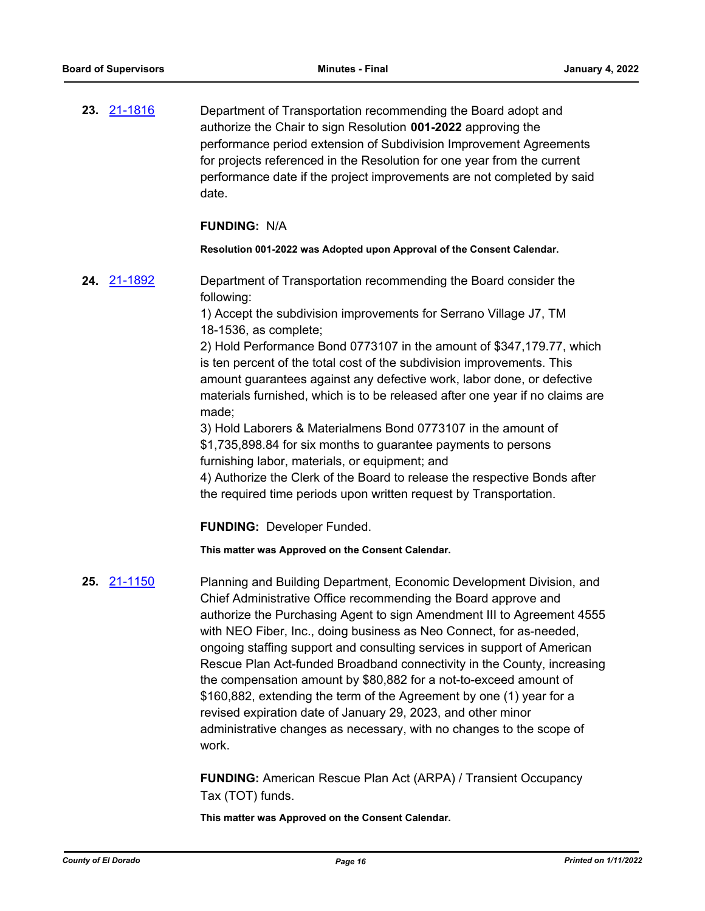**23.** [21-1816](21-1816)

Department of Transportation recommending the Board adopt and authorize the Chair to sign Resolution **001-2022** approving the performance period extension of Subdivision Improvement Agreements for projects referenced in the Resolution for one year from the current performance date if the project improvements are not completed by said date.

**FUNDING:** N/A

**Resolution 001-2022 was Adopted upon Approval of the Consent Calendar.**

**24.** [21-1892](21-1892)

Department of Transportation recommending the Board consider the following:
1) Accept the subdivision improvements for Serrano Village J7, TM 18-1536, as complete;
2) Hold Performance Bond 0773107 in the amount of $347,179.77, which is ten percent of the total cost of the subdivision improvements. This amount guarantees against any defective work, labor done, or defective materials furnished, which is to be released after one year if no claims are made;
3) Hold Laborers & Materialmens Bond 0773107 in the amount of $1,735,898.84 for six months to guarantee payments to persons furnishing labor, materials, or equipment; and
4) Authorize the Clerk of the Board to release the respective Bonds after the required time periods upon written request by Transportation.

**FUNDING:** Developer Funded.

**This matter was Approved on the Consent Calendar.**

**25.** [21-1150](21-1150)

Planning and Building Department, Economic Development Division, and Chief Administrative Office recommending the Board approve and authorize the Purchasing Agent to sign Amendment III to Agreement 4555 with NEO Fiber, Inc., doing business as Neo Connect, for as-needed, ongoing staffing support and consulting services in support of American Rescue Plan Act-funded Broadband connectivity in the County, increasing the compensation amount by $80,882 for a not-to-exceed amount of $160,882, extending the term of the Agreement by one (1) year for a revised expiration date of January 29, 2023, and other minor administrative changes as necessary, with no changes to the scope of work.

**FUNDING:** American Rescue Plan Act (ARPA) / Transient Occupancy Tax (TOT) funds.

**This matter was Approved on the Consent Calendar.**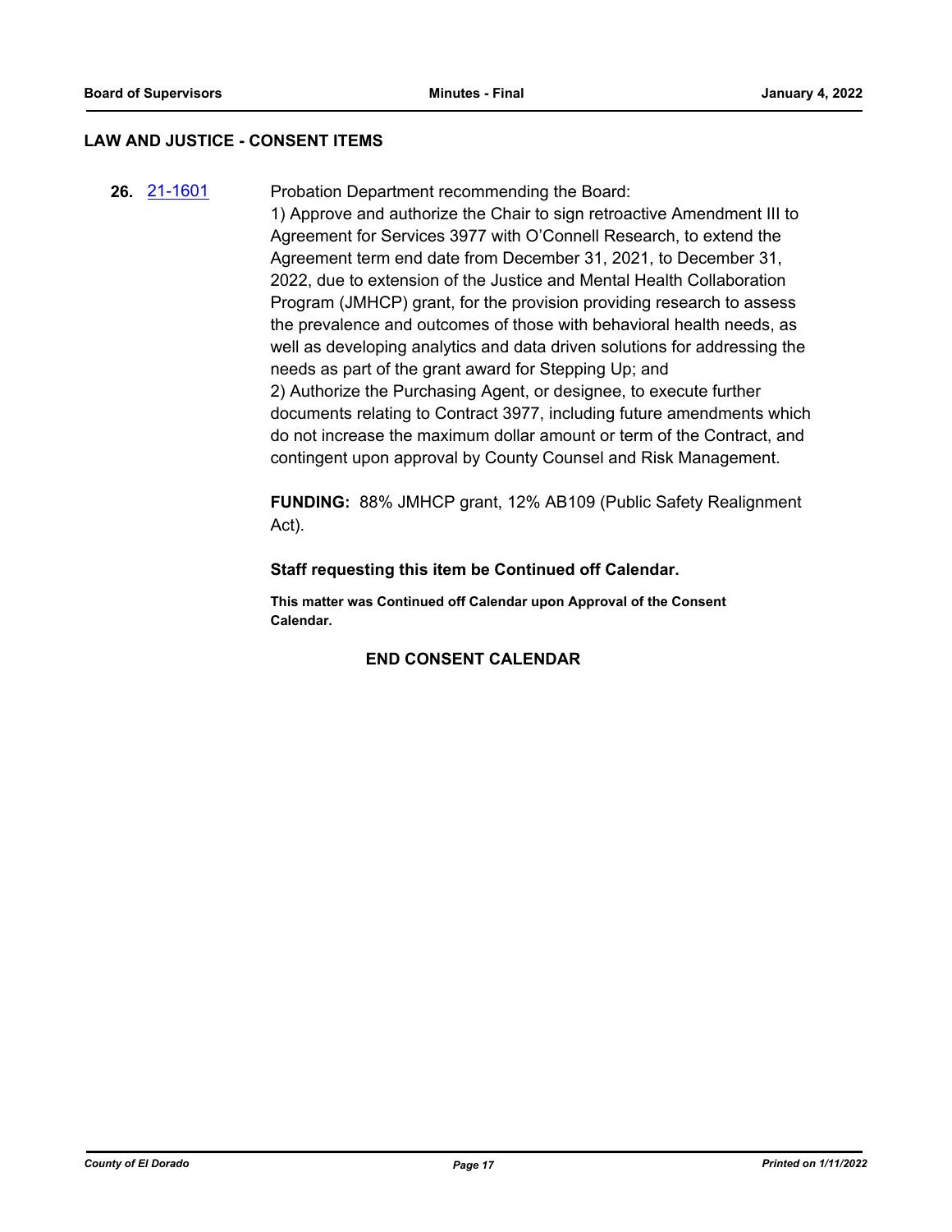## LAW AND JUSTICE - CONSENT ITEMS

**26.** 21-1601

Probation Department recommending the Board:
1) Approve and authorize the Chair to sign retroactive Amendment III to Agreement for Services 3977 with O'Connell Research, to extend the Agreement term end date from December 31, 2021, to December 31, 2022, due to extension of the Justice and Mental Health Collaboration Program (JMHCP) grant, for the provision providing research to assess the prevalence and outcomes of those with behavioral health needs, as well as developing analytics and data driven solutions for addressing the needs as part of the grant award for Stepping Up; and
2) Authorize the Purchasing Agent, or designee, to execute further documents relating to Contract 3977, including future amendments which do not increase the maximum dollar amount or term of the Contract, and contingent upon approval by County Counsel and Risk Management.

**FUNDING:** 88% JMHCP grant, 12% AB109 (Public Safety Realignment Act).

**Staff requesting this item be Continued off Calendar.**

**This matter was Continued off Calendar upon Approval of the Consent Calendar.**

**END CONSENT CALENDAR**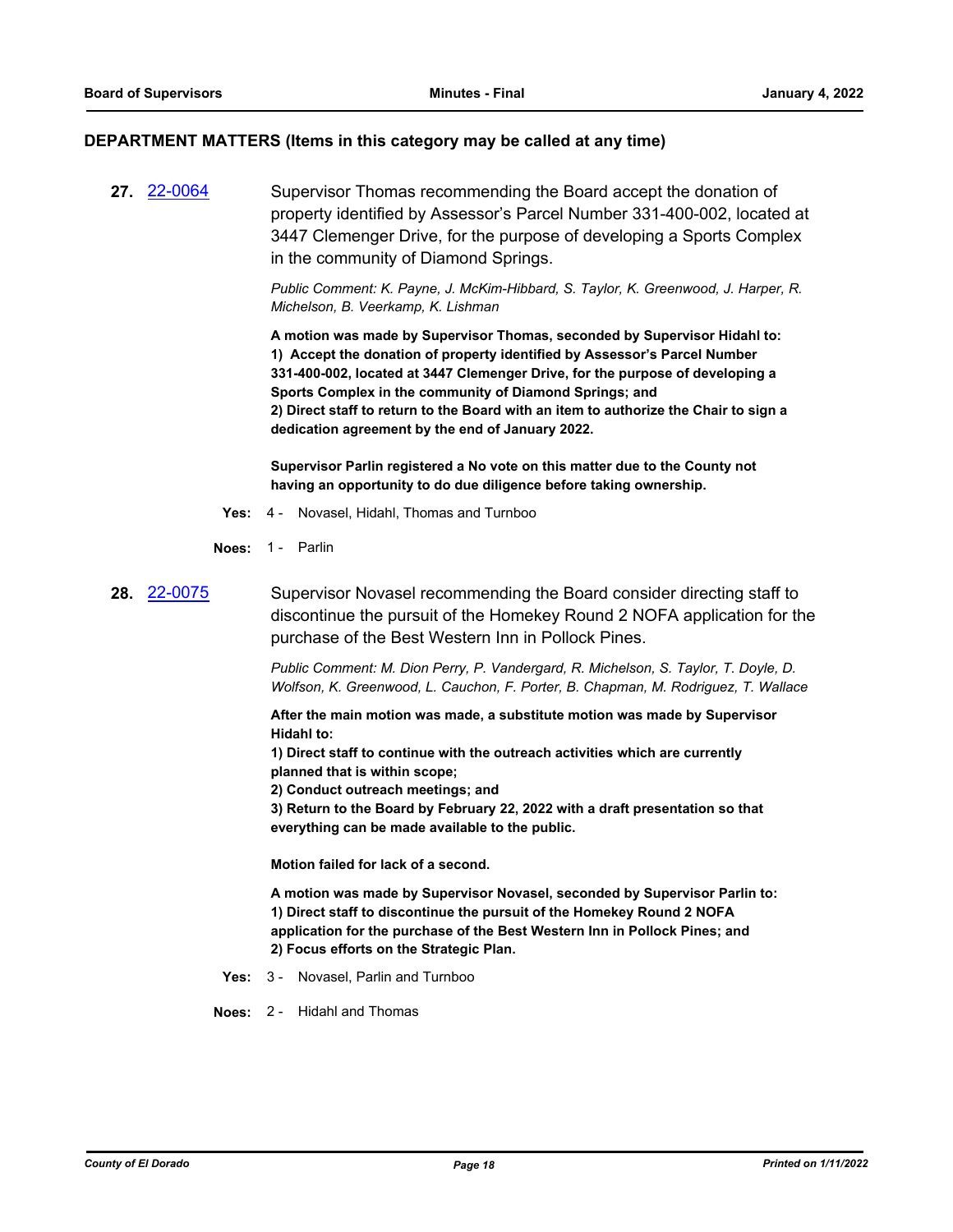## DEPARTMENT MATTERS (Items in this category may be called at any time)

**27.** 22-0064 Supervisor Thomas recommending the Board accept the donation of property identified by Assessor's Parcel Number 331-400-002, located at 3447 Clemenger Drive, for the purpose of developing a Sports Complex in the community of Diamond Springs.

*Public Comment: K. Payne, J. McKim-Hibbard, S. Taylor, K. Greenwood, J. Harper, R. Michelson, B. Veerkamp, K. Lishman*

**A motion was made by Supervisor Thomas, seconded by Supervisor Hidahl to:**
**1) Accept the donation of property identified by Assessor's Parcel Number 331-400-002, located at 3447 Clemenger Drive, for the purpose of developing a Sports Complex in the community of Diamond Springs; and**
**2) Direct staff to return to the Board with an item to authorize the Chair to sign a dedication agreement by the end of January 2022.**

**Supervisor Parlin registered a No vote on this matter due to the County not having an opportunity to do due diligence before taking ownership.**

**Yes:** 4 - Novasel, Hidahl, Thomas and Turnboo

**Noes:** 1 - Parlin

**28.** 22-0075 Supervisor Novasel recommending the Board consider directing staff to discontinue the pursuit of the Homekey Round 2 NOFA application for the purchase of the Best Western Inn in Pollock Pines.

*Public Comment: M. Dion Perry, P. Vandergard, R. Michelson, S. Taylor, T. Doyle, D. Wolfson, K. Greenwood, L. Cauchon, F. Porter, B. Chapman, M. Rodriguez, T. Wallace*

**After the main motion was made, a substitute motion was made by Supervisor Hidahl to:**
**1) Direct staff to continue with the outreach activities which are currently planned that is within scope;**
**2) Conduct outreach meetings; and**
**3) Return to the Board by February 22, 2022 with a draft presentation so that everything can be made available to the public.**

**Motion failed for lack of a second.**

**A motion was made by Supervisor Novasel, seconded by Supervisor Parlin to:**
**1) Direct staff to discontinue the pursuit of the Homekey Round 2 NOFA application for the purchase of the Best Western Inn in Pollock Pines; and**
**2) Focus efforts on the Strategic Plan.**

**Yes:** 3 - Novasel, Parlin and Turnboo

**Noes:** 2 - Hidahl and Thomas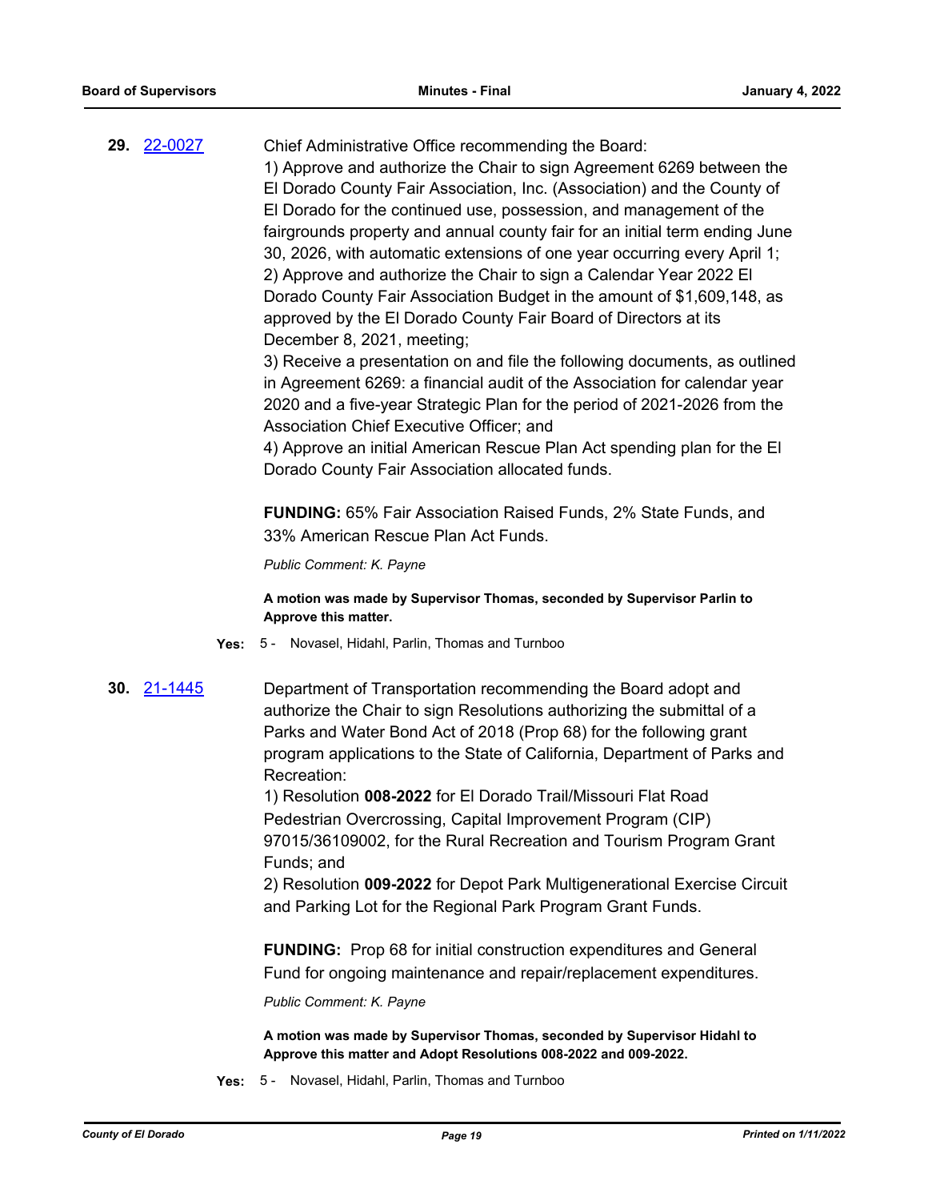**29.** 22-0027

Chief Administrative Office recommending the Board:
1) Approve and authorize the Chair to sign Agreement 6269 between the El Dorado County Fair Association, Inc. (Association) and the County of El Dorado for the continued use, possession, and management of the fairgrounds property and annual county fair for an initial term ending June 30, 2026, with automatic extensions of one year occurring every April 1;
2) Approve and authorize the Chair to sign a Calendar Year 2022 El Dorado County Fair Association Budget in the amount of $1,609,148, as approved by the El Dorado County Fair Board of Directors at its December 8, 2021, meeting;
3) Receive a presentation on and file the following documents, as outlined in Agreement 6269: a financial audit of the Association for calendar year 2020 and a five-year Strategic Plan for the period of 2021-2026 from the Association Chief Executive Officer; and
4) Approve an initial American Rescue Plan Act spending plan for the El Dorado County Fair Association allocated funds.

**FUNDING:** 65% Fair Association Raised Funds, 2% State Funds, and 33% American Rescue Plan Act Funds.

*Public Comment: K. Payne*

**A motion was made by Supervisor Thomas, seconded by Supervisor Parlin to Approve this matter.**

**Yes:** 5 - Novasel, Hidahl, Parlin, Thomas and Turnboo

**30.** 21-1445

Department of Transportation recommending the Board adopt and authorize the Chair to sign Resolutions authorizing the submittal of a Parks and Water Bond Act of 2018 (Prop 68) for the following grant program applications to the State of California, Department of Parks and Recreation:
1) Resolution **008-2022** for El Dorado Trail/Missouri Flat Road Pedestrian Overcrossing, Capital Improvement Program (CIP) 97015/36109002, for the Rural Recreation and Tourism Program Grant Funds; and
2) Resolution **009-2022** for Depot Park Multigenerational Exercise Circuit and Parking Lot for the Regional Park Program Grant Funds.

**FUNDING:** Prop 68 for initial construction expenditures and General Fund for ongoing maintenance and repair/replacement expenditures.

*Public Comment: K. Payne*

**A motion was made by Supervisor Thomas, seconded by Supervisor Hidahl to Approve this matter and Adopt Resolutions 008-2022 and 009-2022.**

**Yes:** 5 - Novasel, Hidahl, Parlin, Thomas and Turnboo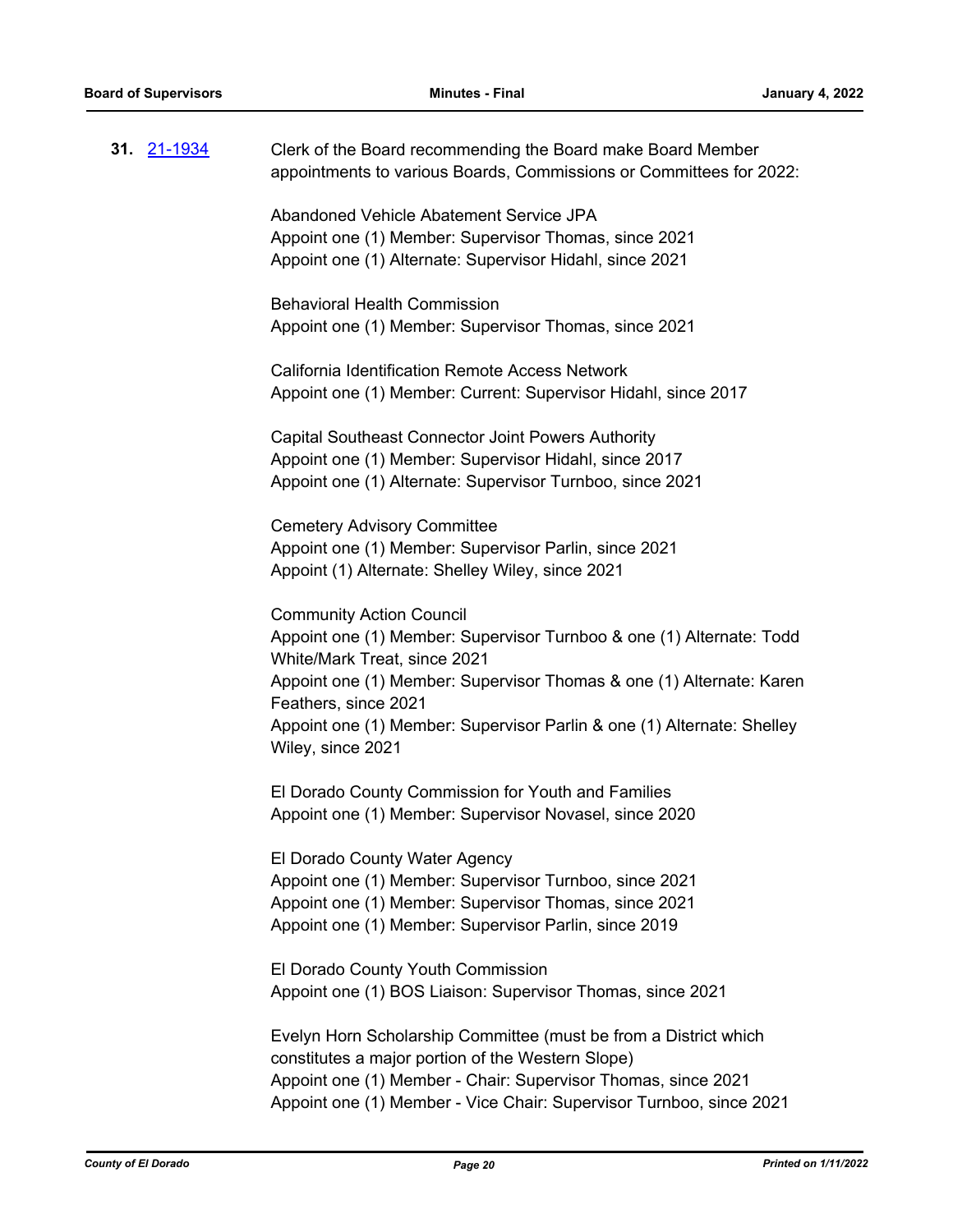**31.** [21-1934](21-1934) Clerk of the Board recommending the Board make Board Member appointments to various Boards, Commissions or Committees for 2022:

Abandoned Vehicle Abatement Service JPA
Appoint one (1) Member: Supervisor Thomas, since 2021
Appoint one (1) Alternate: Supervisor Hidahl, since 2021

Behavioral Health Commission
Appoint one (1) Member: Supervisor Thomas, since 2021

California Identification Remote Access Network
Appoint one (1) Member: Current: Supervisor Hidahl, since 2017

Capital Southeast Connector Joint Powers Authority
Appoint one (1) Member: Supervisor Hidahl, since 2017
Appoint one (1) Alternate: Supervisor Turnboo, since 2021

Cemetery Advisory Committee
Appoint one (1) Member: Supervisor Parlin, since 2021
Appoint (1) Alternate: Shelley Wiley, since 2021

Community Action Council
Appoint one (1) Member: Supervisor Turnboo & one (1) Alternate: Todd White/Mark Treat, since 2021
Appoint one (1) Member: Supervisor Thomas & one (1) Alternate: Karen Feathers, since 2021
Appoint one (1) Member: Supervisor Parlin & one (1) Alternate: Shelley Wiley, since 2021

El Dorado County Commission for Youth and Families
Appoint one (1) Member: Supervisor Novasel, since 2020

El Dorado County Water Agency
Appoint one (1) Member: Supervisor Turnboo, since 2021
Appoint one (1) Member: Supervisor Thomas, since 2021
Appoint one (1) Member: Supervisor Parlin, since 2019

El Dorado County Youth Commission
Appoint one (1) BOS Liaison: Supervisor Thomas, since 2021

Evelyn Horn Scholarship Committee (must be from a District which constitutes a major portion of the Western Slope)
Appoint one (1) Member - Chair: Supervisor Thomas, since 2021
Appoint one (1) Member - Vice Chair: Supervisor Turnboo, since 2021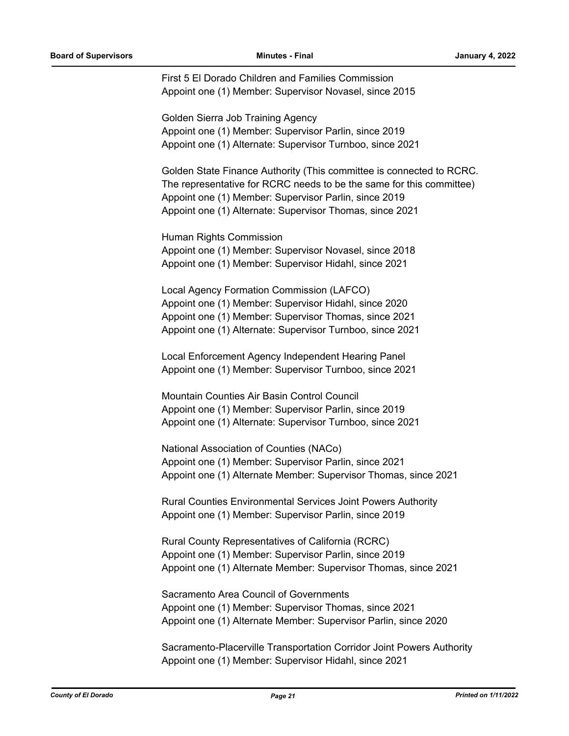First 5 El Dorado Children and Families Commission
Appoint one (1) Member: Supervisor Novasel, since 2015

Golden Sierra Job Training Agency
Appoint one (1) Member: Supervisor Parlin, since 2019
Appoint one (1) Alternate: Supervisor Turnboo, since 2021

Golden State Finance Authority (This committee is connected to RCRC. The representative for RCRC needs to be the same for this committee)
Appoint one (1) Member: Supervisor Parlin, since 2019
Appoint one (1) Alternate: Supervisor Thomas, since 2021

Human Rights Commission
Appoint one (1) Member: Supervisor Novasel, since 2018
Appoint one (1) Member: Supervisor Hidahl, since 2021

Local Agency Formation Commission (LAFCO)
Appoint one (1) Member: Supervisor Hidahl, since 2020
Appoint one (1) Member: Supervisor Thomas, since 2021
Appoint one (1) Alternate: Supervisor Turnboo, since 2021

Local Enforcement Agency Independent Hearing Panel
Appoint one (1) Member: Supervisor Turnboo, since 2021

Mountain Counties Air Basin Control Council
Appoint one (1) Member: Supervisor Parlin, since 2019
Appoint one (1) Alternate: Supervisor Turnboo, since 2021

National Association of Counties (NACo)
Appoint one (1) Member: Supervisor Parlin, since 2021
Appoint one (1) Alternate Member: Supervisor Thomas, since 2021

Rural Counties Environmental Services Joint Powers Authority
Appoint one (1) Member: Supervisor Parlin, since 2019

Rural County Representatives of California (RCRC)
Appoint one (1) Member: Supervisor Parlin, since 2019
Appoint one (1) Alternate Member: Supervisor Thomas, since 2021

Sacramento Area Council of Governments
Appoint one (1) Member: Supervisor Thomas, since 2021
Appoint one (1) Alternate Member: Supervisor Parlin, since 2020

Sacramento-Placerville Transportation Corridor Joint Powers Authority
Appoint one (1) Member: Supervisor Hidahl, since 2021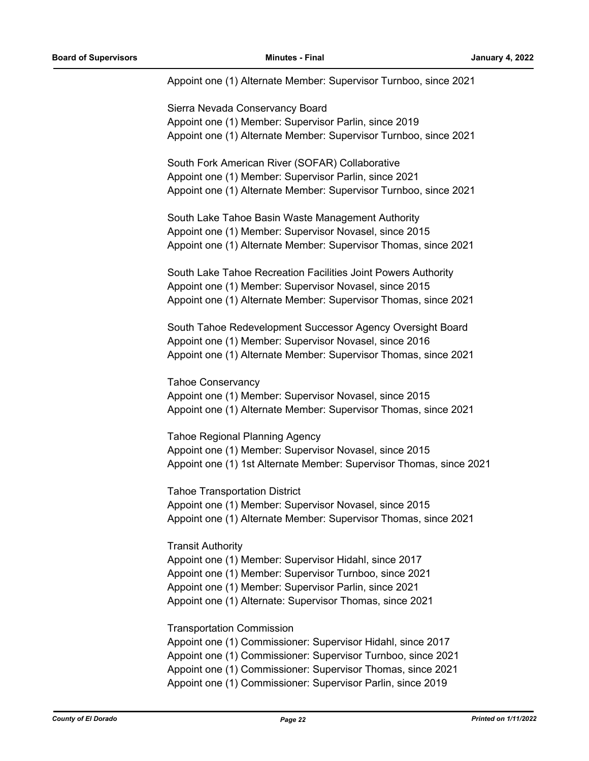Appoint one (1) Alternate Member: Supervisor Turnboo, since 2021

Sierra Nevada Conservancy Board
Appoint one (1) Member: Supervisor Parlin, since 2019
Appoint one (1) Alternate Member: Supervisor Turnboo, since 2021

South Fork American River (SOFAR) Collaborative
Appoint one (1) Member: Supervisor Parlin, since 2021
Appoint one (1) Alternate Member: Supervisor Turnboo, since 2021

South Lake Tahoe Basin Waste Management Authority
Appoint one (1) Member: Supervisor Novasel, since 2015
Appoint one (1) Alternate Member: Supervisor Thomas, since 2021

South Lake Tahoe Recreation Facilities Joint Powers Authority
Appoint one (1) Member: Supervisor Novasel, since 2015
Appoint one (1) Alternate Member: Supervisor Thomas, since 2021

South Tahoe Redevelopment Successor Agency Oversight Board
Appoint one (1) Member: Supervisor Novasel, since 2016
Appoint one (1) Alternate Member: Supervisor Thomas, since 2021

Tahoe Conservancy
Appoint one (1) Member: Supervisor Novasel, since 2015
Appoint one (1) Alternate Member: Supervisor Thomas, since 2021

Tahoe Regional Planning Agency
Appoint one (1) Member: Supervisor Novasel, since 2015
Appoint one (1) 1st Alternate Member: Supervisor Thomas, since 2021

Tahoe Transportation District
Appoint one (1) Member: Supervisor Novasel, since 2015
Appoint one (1) Alternate Member: Supervisor Thomas, since 2021

Transit Authority
Appoint one (1) Member: Supervisor Hidahl, since 2017
Appoint one (1) Member: Supervisor Turnboo, since 2021
Appoint one (1) Member: Supervisor Parlin, since 2021
Appoint one (1) Alternate: Supervisor Thomas, since 2021

Transportation Commission
Appoint one (1) Commissioner: Supervisor Hidahl, since 2017
Appoint one (1) Commissioner: Supervisor Turnboo, since 2021
Appoint one (1) Commissioner: Supervisor Thomas, since 2021
Appoint one (1) Commissioner: Supervisor Parlin, since 2019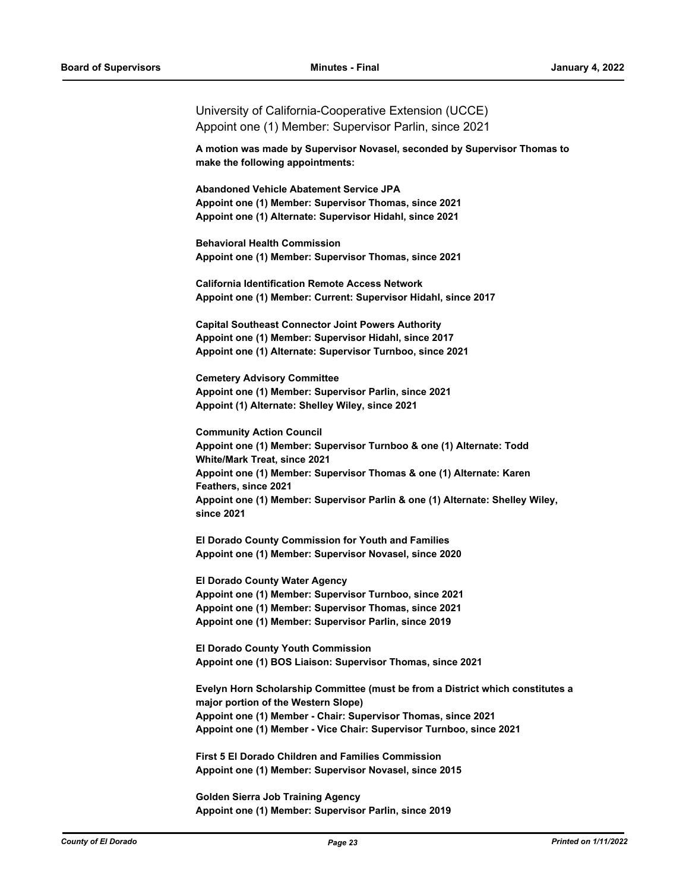University of California-Cooperative Extension (UCCE)
Appoint one (1) Member: Supervisor Parlin, since 2021

**A motion was made by Supervisor Novasel, seconded by Supervisor Thomas to make the following appointments:**

**Abandoned Vehicle Abatement Service JPA**
**Appoint one (1) Member: Supervisor Thomas, since 2021**
**Appoint one (1) Alternate: Supervisor Hidahl, since 2021**

**Behavioral Health Commission**
**Appoint one (1) Member: Supervisor Thomas, since 2021**

**California Identification Remote Access Network**
**Appoint one (1) Member: Current: Supervisor Hidahl, since 2017**

**Capital Southeast Connector Joint Powers Authority**
**Appoint one (1) Member: Supervisor Hidahl, since 2017**
**Appoint one (1) Alternate: Supervisor Turnboo, since 2021**

**Cemetery Advisory Committee**
**Appoint one (1) Member: Supervisor Parlin, since 2021**
**Appoint (1) Alternate: Shelley Wiley, since 2021**

**Community Action Council**
**Appoint one (1) Member: Supervisor Turnboo & one (1) Alternate: Todd White/Mark Treat, since 2021**
**Appoint one (1) Member: Supervisor Thomas & one (1) Alternate: Karen Feathers, since 2021**
**Appoint one (1) Member: Supervisor Parlin & one (1) Alternate: Shelley Wiley, since 2021**

**El Dorado County Commission for Youth and Families**
**Appoint one (1) Member: Supervisor Novasel, since 2020**

**El Dorado County Water Agency**
**Appoint one (1) Member: Supervisor Turnboo, since 2021**
**Appoint one (1) Member: Supervisor Thomas, since 2021**
**Appoint one (1) Member: Supervisor Parlin, since 2019**

**El Dorado County Youth Commission**
**Appoint one (1) BOS Liaison: Supervisor Thomas, since 2021**

**Evelyn Horn Scholarship Committee (must be from a District which constitutes a major portion of the Western Slope)**
**Appoint one (1) Member - Chair: Supervisor Thomas, since 2021**
**Appoint one (1) Member - Vice Chair: Supervisor Turnboo, since 2021**

**First 5 El Dorado Children and Families Commission**
**Appoint one (1) Member: Supervisor Novasel, since 2015**

**Golden Sierra Job Training Agency**
**Appoint one (1) Member: Supervisor Parlin, since 2019**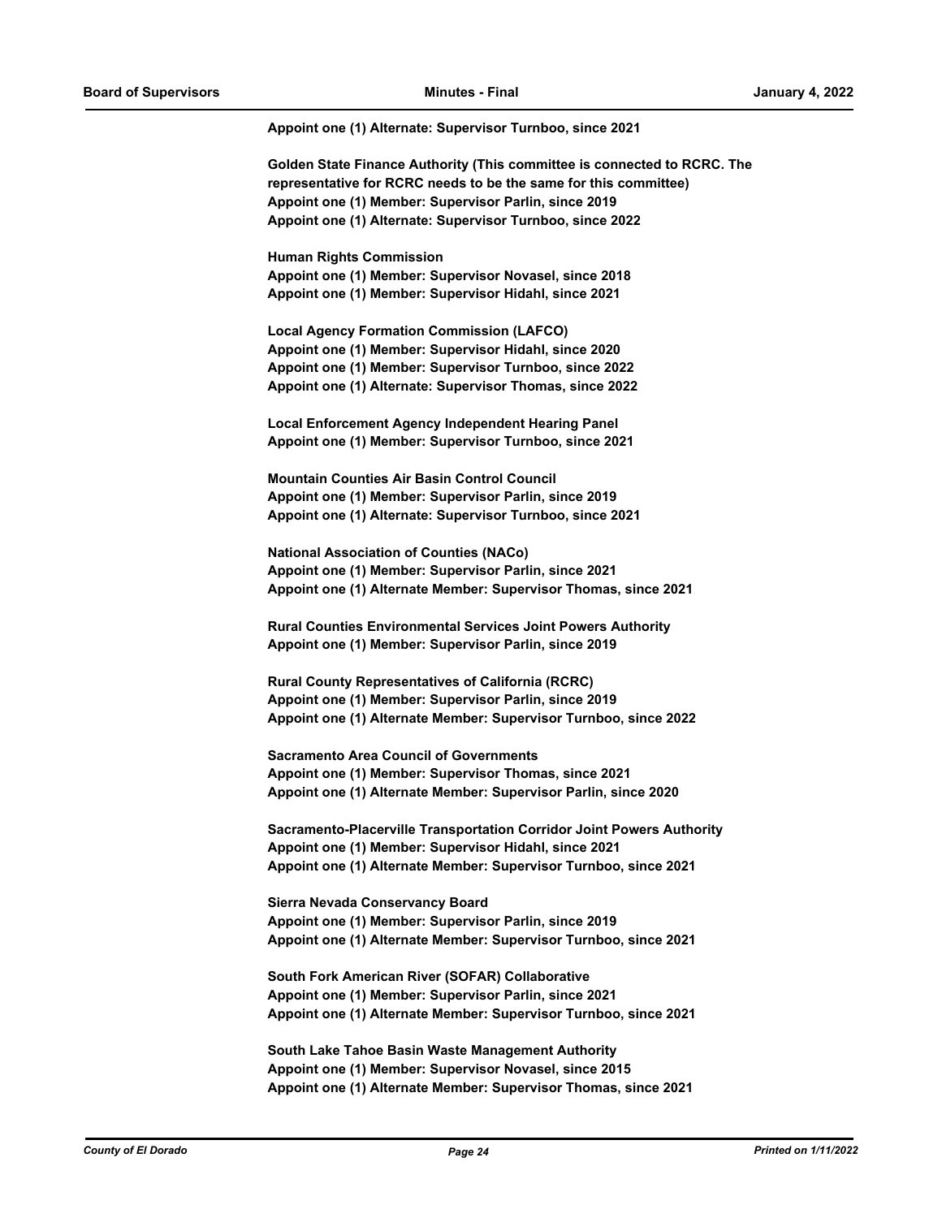**Appoint one (1) Alternate: Supervisor Turnboo, since 2021**

**Golden State Finance Authority (This committee is connected to RCRC. The representative for RCRC needs to be the same for this committee)**
**Appoint one (1) Member: Supervisor Parlin, since 2019**
**Appoint one (1) Alternate: Supervisor Turnboo, since 2022**

**Human Rights Commission**
**Appoint one (1) Member: Supervisor Novasel, since 2018**
**Appoint one (1) Member: Supervisor Hidahl, since 2021**

**Local Agency Formation Commission (LAFCO)**
**Appoint one (1) Member: Supervisor Hidahl, since 2020**
**Appoint one (1) Member: Supervisor Turnboo, since 2022**
**Appoint one (1) Alternate: Supervisor Thomas, since 2022**

**Local Enforcement Agency Independent Hearing Panel**
**Appoint one (1) Member: Supervisor Turnboo, since 2021**

**Mountain Counties Air Basin Control Council**
**Appoint one (1) Member: Supervisor Parlin, since 2019**
**Appoint one (1) Alternate: Supervisor Turnboo, since 2021**

**National Association of Counties (NACo)**
**Appoint one (1) Member: Supervisor Parlin, since 2021**
**Appoint one (1) Alternate Member: Supervisor Thomas, since 2021**

**Rural Counties Environmental Services Joint Powers Authority**
**Appoint one (1) Member: Supervisor Parlin, since 2019**

**Rural County Representatives of California (RCRC)**
**Appoint one (1) Member: Supervisor Parlin, since 2019**
**Appoint one (1) Alternate Member: Supervisor Turnboo, since 2022**

**Sacramento Area Council of Governments**
**Appoint one (1) Member: Supervisor Thomas, since 2021**
**Appoint one (1) Alternate Member: Supervisor Parlin, since 2020**

**Sacramento-Placerville Transportation Corridor Joint Powers Authority**
**Appoint one (1) Member: Supervisor Hidahl, since 2021**
**Appoint one (1) Alternate Member: Supervisor Turnboo, since 2021**

**Sierra Nevada Conservancy Board**
**Appoint one (1) Member: Supervisor Parlin, since 2019**
**Appoint one (1) Alternate Member: Supervisor Turnboo, since 2021**

**South Fork American River (SOFAR) Collaborative**
**Appoint one (1) Member: Supervisor Parlin, since 2021**
**Appoint one (1) Alternate Member: Supervisor Turnboo, since 2021**

**South Lake Tahoe Basin Waste Management Authority**
**Appoint one (1) Member: Supervisor Novasel, since 2015**
**Appoint one (1) Alternate Member: Supervisor Thomas, since 2021**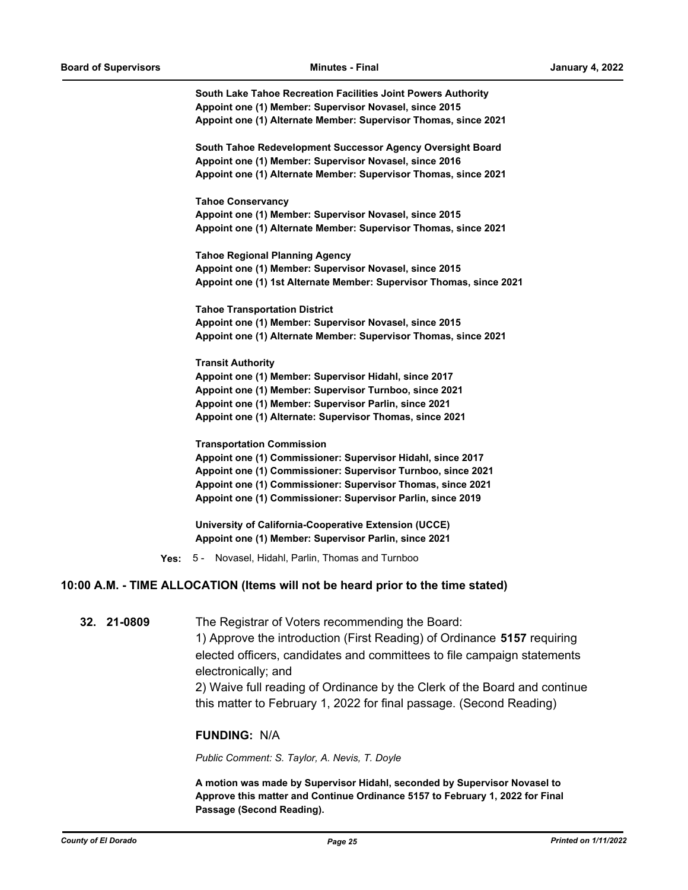**South Lake Tahoe Recreation Facilities Joint Powers Authority**
**Appoint one (1) Member: Supervisor Novasel, since 2015**
**Appoint one (1) Alternate Member: Supervisor Thomas, since 2021**

**South Tahoe Redevelopment Successor Agency Oversight Board**
**Appoint one (1) Member: Supervisor Novasel, since 2016**
**Appoint one (1) Alternate Member: Supervisor Thomas, since 2021**

**Tahoe Conservancy**
**Appoint one (1) Member: Supervisor Novasel, since 2015**
**Appoint one (1) Alternate Member: Supervisor Thomas, since 2021**

**Tahoe Regional Planning Agency**
**Appoint one (1) Member: Supervisor Novasel, since 2015**
**Appoint one (1) 1st Alternate Member: Supervisor Thomas, since 2021**

**Tahoe Transportation District**
**Appoint one (1) Member: Supervisor Novasel, since 2015**
**Appoint one (1) Alternate Member: Supervisor Thomas, since 2021**

**Transit Authority**
**Appoint one (1) Member: Supervisor Hidahl, since 2017**
**Appoint one (1) Member: Supervisor Turnboo, since 2021**
**Appoint one (1) Member: Supervisor Parlin, since 2021**
**Appoint one (1) Alternate: Supervisor Thomas, since 2021**

**Transportation Commission**
**Appoint one (1) Commissioner: Supervisor Hidahl, since 2017**
**Appoint one (1) Commissioner: Supervisor Turnboo, since 2021**
**Appoint one (1) Commissioner: Supervisor Thomas, since 2021**
**Appoint one (1) Commissioner: Supervisor Parlin, since 2019**

**University of California-Cooperative Extension (UCCE)**
**Appoint one (1) Member: Supervisor Parlin, since 2021**

**Yes:** 5 - Novasel, Hidahl, Parlin, Thomas and Turnboo

## 10:00 A.M. - TIME ALLOCATION (Items will not be heard prior to the time stated)

**32. 21-0809** The Registrar of Voters recommending the Board:
1) Approve the introduction (First Reading) of Ordinance **5157** requiring elected officers, candidates and committees to file campaign statements electronically; and
2) Waive full reading of Ordinance by the Clerk of the Board and continue this matter to February 1, 2022 for final passage. (Second Reading)

**FUNDING:** N/A

*Public Comment: S. Taylor, A. Nevis, T. Doyle*

**A motion was made by Supervisor Hidahl, seconded by Supervisor Novasel to Approve this matter and Continue Ordinance 5157 to February 1, 2022 for Final Passage (Second Reading).**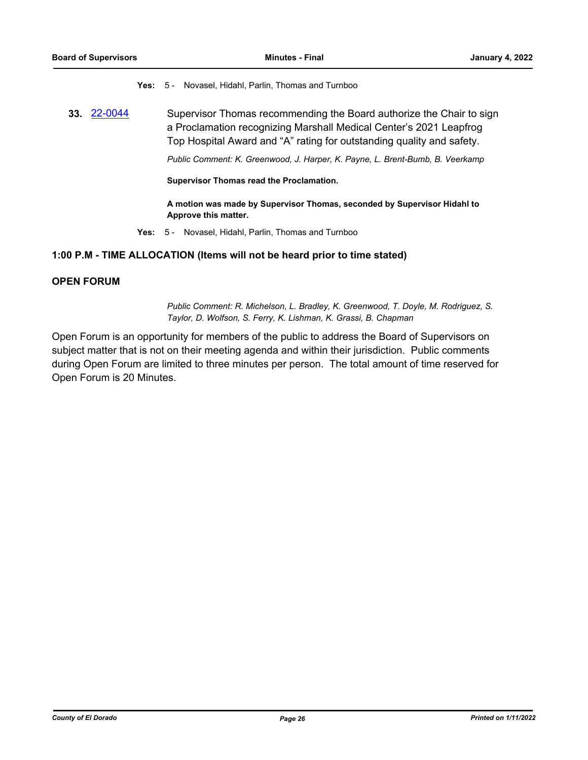**Yes:** 5 - Novasel, Hidahl, Parlin, Thomas and Turnboo

**33.** [22-0044] Supervisor Thomas recommending the Board authorize the Chair to sign a Proclamation recognizing Marshall Medical Center's 2021 Leapfrog Top Hospital Award and "A" rating for outstanding quality and safety.

*Public Comment: K. Greenwood, J. Harper, K. Payne, L. Brent-Bumb, B. Veerkamp*

**Supervisor Thomas read the Proclamation.**

**A motion was made by Supervisor Thomas, seconded by Supervisor Hidahl to Approve this matter.**

**Yes:** 5 - Novasel, Hidahl, Parlin, Thomas and Turnboo

## 1:00 P.M - TIME ALLOCATION (Items will not be heard prior to time stated)

## OPEN FORUM

*Public Comment: R. Michelson, L. Bradley, K. Greenwood, T. Doyle, M. Rodriguez, S. Taylor, D. Wolfson, S. Ferry, K. Lishman, K. Grassi, B. Chapman*

Open Forum is an opportunity for members of the public to address the Board of Supervisors on subject matter that is not on their meeting agenda and within their jurisdiction. Public comments during Open Forum are limited to three minutes per person. The total amount of time reserved for Open Forum is 20 Minutes.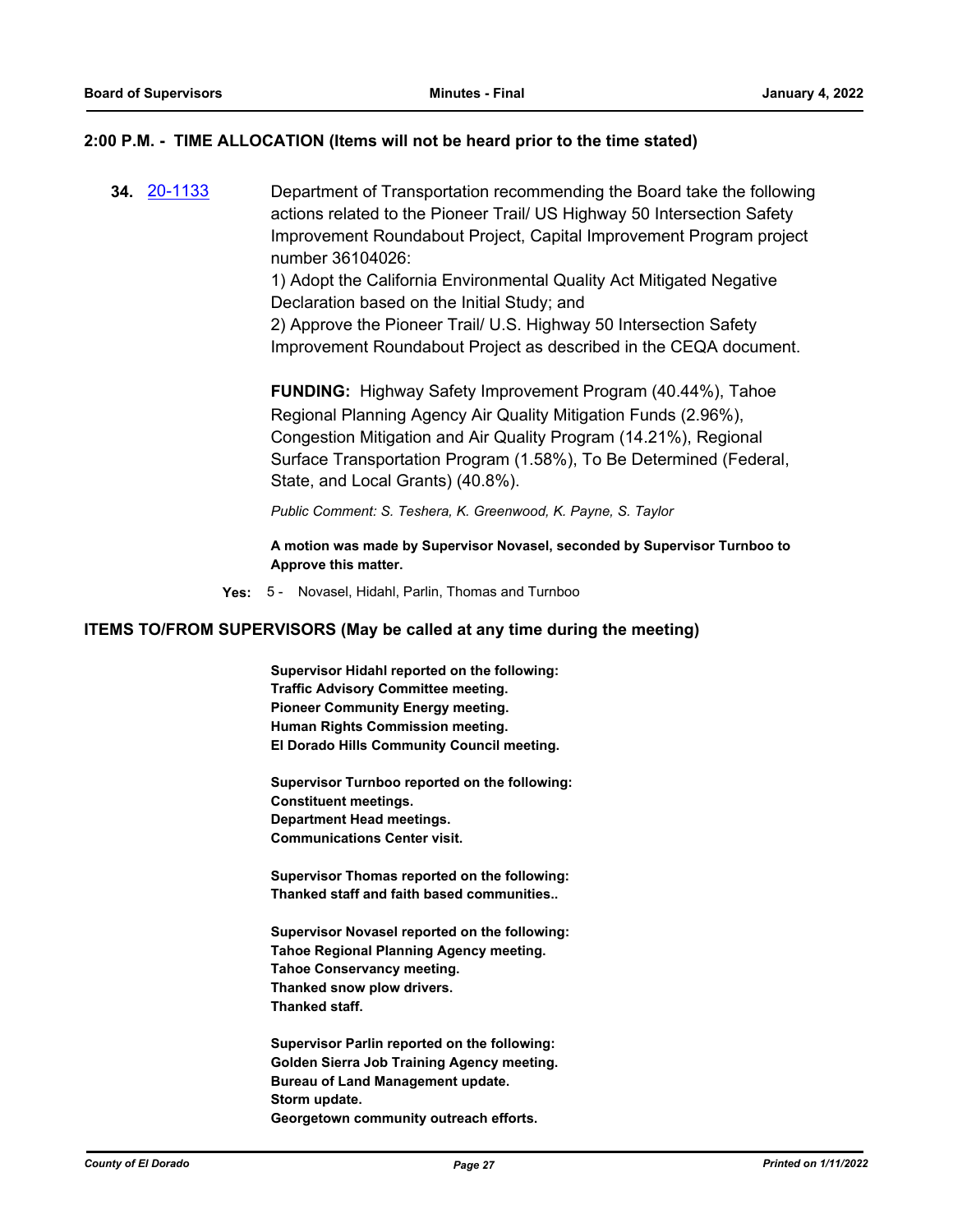## 2:00 P.M. - TIME ALLOCATION (Items will not be heard prior to the time stated)

**34.** [20-1133](20-1133) Department of Transportation recommending the Board take the following actions related to the Pioneer Trail/ US Highway 50 Intersection Safety Improvement Roundabout Project, Capital Improvement Program project number 36104026:

1) Adopt the California Environmental Quality Act Mitigated Negative Declaration based on the Initial Study; and

2) Approve the Pioneer Trail/ U.S. Highway 50 Intersection Safety Improvement Roundabout Project as described in the CEQA document.

**FUNDING:** Highway Safety Improvement Program (40.44%), Tahoe Regional Planning Agency Air Quality Mitigation Funds (2.96%), Congestion Mitigation and Air Quality Program (14.21%), Regional Surface Transportation Program (1.58%), To Be Determined (Federal, State, and Local Grants) (40.8%).

*Public Comment: S. Teshera, K. Greenwood, K. Payne, S. Taylor*

**A motion was made by Supervisor Novasel, seconded by Supervisor Turnboo to Approve this matter.**

**Yes:** 5 - Novasel, Hidahl, Parlin, Thomas and Turnboo

## ITEMS TO/FROM SUPERVISORS (May be called at any time during the meeting)

**Supervisor Hidahl reported on the following:**
**Traffic Advisory Committee meeting.**
**Pioneer Community Energy meeting.**
**Human Rights Commission meeting.**
**El Dorado Hills Community Council meeting.**

**Supervisor Turnboo reported on the following:**
**Constituent meetings.**
**Department Head meetings.**
**Communications Center visit.**

**Supervisor Thomas reported on the following:**
**Thanked staff and faith based communities..**

**Supervisor Novasel reported on the following:**
**Tahoe Regional Planning Agency meeting.**
**Tahoe Conservancy meeting.**
**Thanked snow plow drivers.**
**Thanked staff.**

**Supervisor Parlin reported on the following:**
**Golden Sierra Job Training Agency meeting.**
**Bureau of Land Management update.**
**Storm update.**
**Georgetown community outreach efforts.**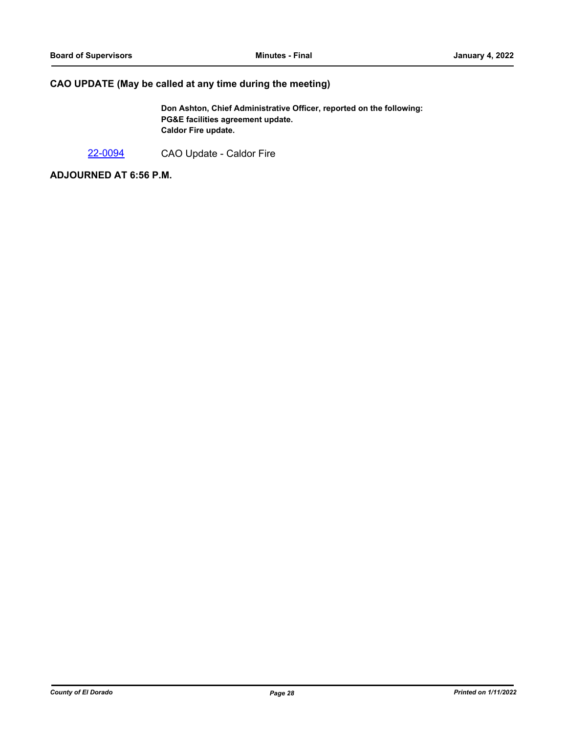## CAO UPDATE (May be called at any time during the meeting)

**Don Ashton, Chief Administrative Officer, reported on the following:**
**PG&E facilities agreement update.**
**Caldor Fire update.**

22-0094 CAO Update - Caldor Fire

## ADJOURNED AT 6:56 P.M.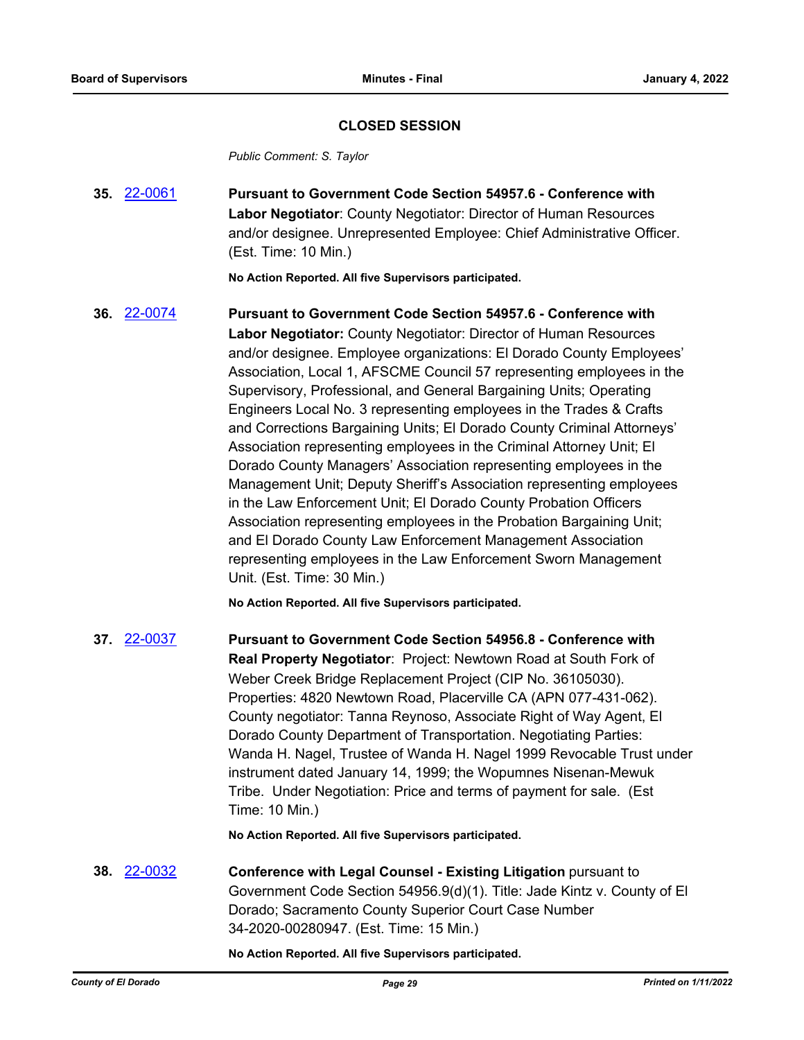## CLOSED SESSION

*Public Comment: S. Taylor*

**35.** 22-0061 **Pursuant to Government Code Section 54957.6 - Conference with Labor Negotiator**: County Negotiator: Director of Human Resources and/or designee. Unrepresented Employee: Chief Administrative Officer. (Est. Time: 10 Min.)

**No Action Reported. All five Supervisors participated.**

**36.** 22-0074 **Pursuant to Government Code Section 54957.6 - Conference with Labor Negotiator:** County Negotiator: Director of Human Resources and/or designee. Employee organizations: El Dorado County Employees' Association, Local 1, AFSCME Council 57 representing employees in the Supervisory, Professional, and General Bargaining Units; Operating Engineers Local No. 3 representing employees in the Trades & Crafts and Corrections Bargaining Units; El Dorado County Criminal Attorneys' Association representing employees in the Criminal Attorney Unit; El Dorado County Managers' Association representing employees in the Management Unit; Deputy Sheriff's Association representing employees in the Law Enforcement Unit; El Dorado County Probation Officers Association representing employees in the Probation Bargaining Unit; and El Dorado County Law Enforcement Management Association representing employees in the Law Enforcement Sworn Management Unit. (Est. Time: 30 Min.)

**No Action Reported. All five Supervisors participated.**

**37.** 22-0037 **Pursuant to Government Code Section 54956.8 - Conference with Real Property Negotiator**: Project: Newtown Road at South Fork of Weber Creek Bridge Replacement Project (CIP No. 36105030). Properties: 4820 Newtown Road, Placerville CA (APN 077-431-062). County negotiator: Tanna Reynoso, Associate Right of Way Agent, El Dorado County Department of Transportation. Negotiating Parties: Wanda H. Nagel, Trustee of Wanda H. Nagel 1999 Revocable Trust under instrument dated January 14, 1999; the Wopumnes Nisenan-Mewuk Tribe. Under Negotiation: Price and terms of payment for sale. (Est Time: 10 Min.)

**No Action Reported. All five Supervisors participated.**

**38.** 22-0032 **Conference with Legal Counsel - Existing Litigation** pursuant to Government Code Section 54956.9(d)(1). Title: Jade Kintz v. County of El Dorado; Sacramento County Superior Court Case Number 34-2020-00280947. (Est. Time: 15 Min.)

**No Action Reported. All five Supervisors participated.**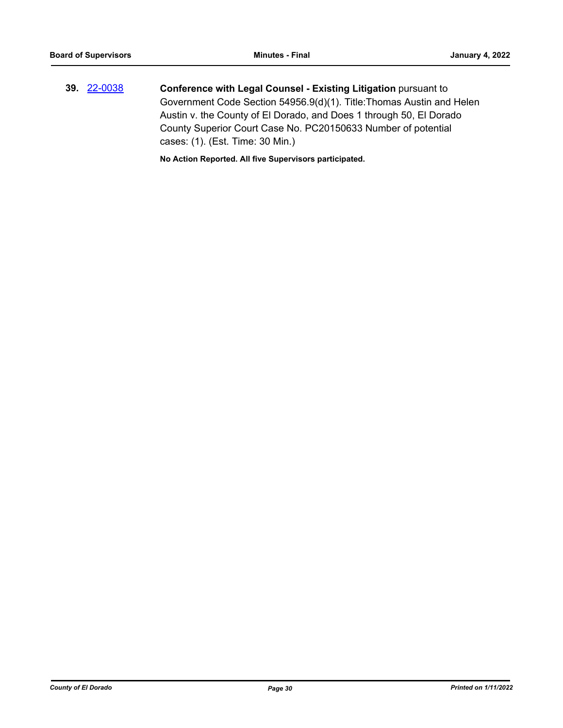**39.** 22-0038 **Conference with Legal Counsel - Existing Litigation** pursuant to Government Code Section 54956.9(d)(1). Title:Thomas Austin and Helen Austin v. the County of El Dorado, and Does 1 through 50, El Dorado County Superior Court Case No. PC20150633 Number of potential cases: (1). (Est. Time: 30 Min.)

**No Action Reported. All five Supervisors participated.**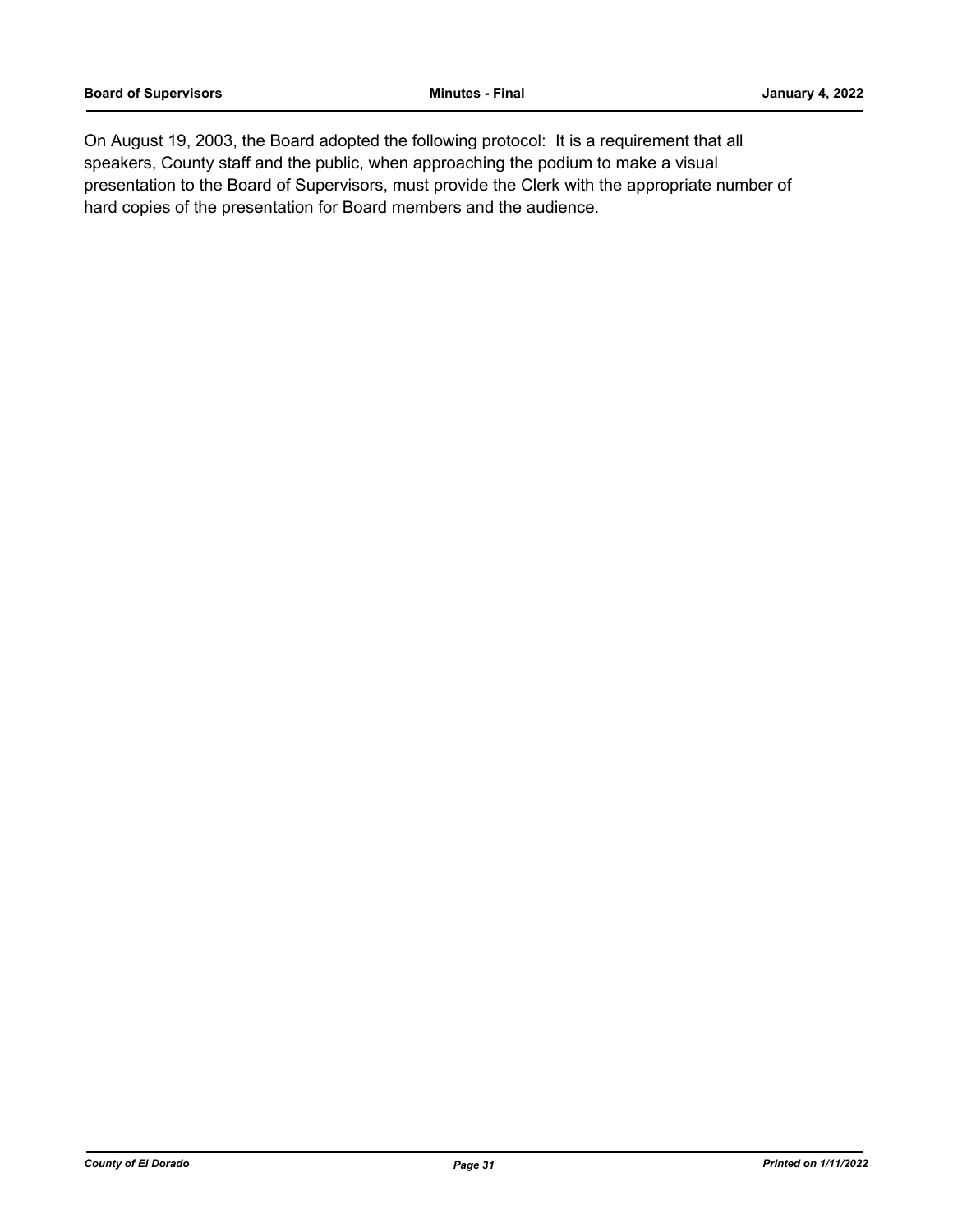On August 19, 2003, the Board adopted the following protocol: It is a requirement that all speakers, County staff and the public, when approaching the podium to make a visual presentation to the Board of Supervisors, must provide the Clerk with the appropriate number of hard copies of the presentation for Board members and the audience.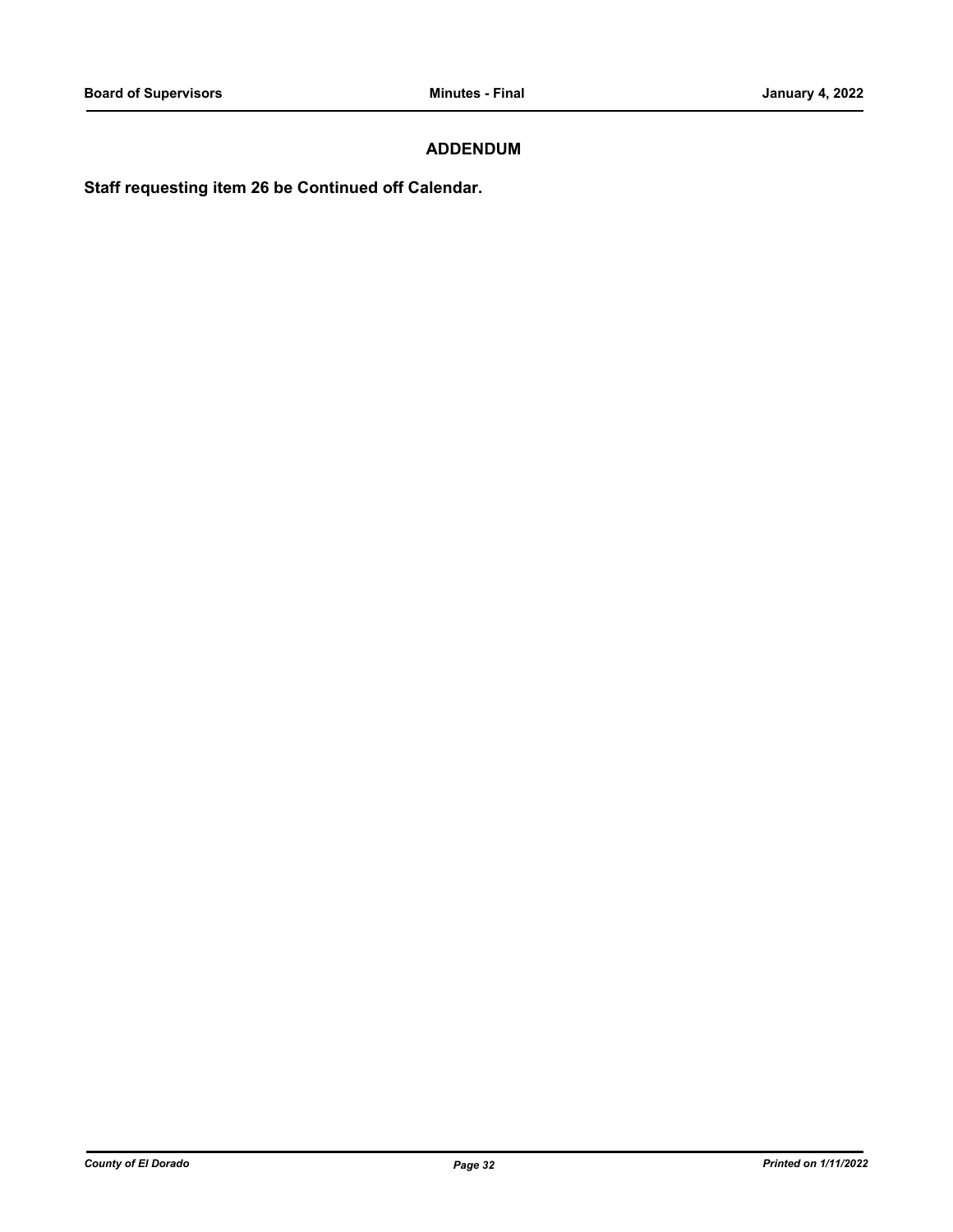## ADDENDUM

**Staff requesting item 26 be Continued off Calendar.**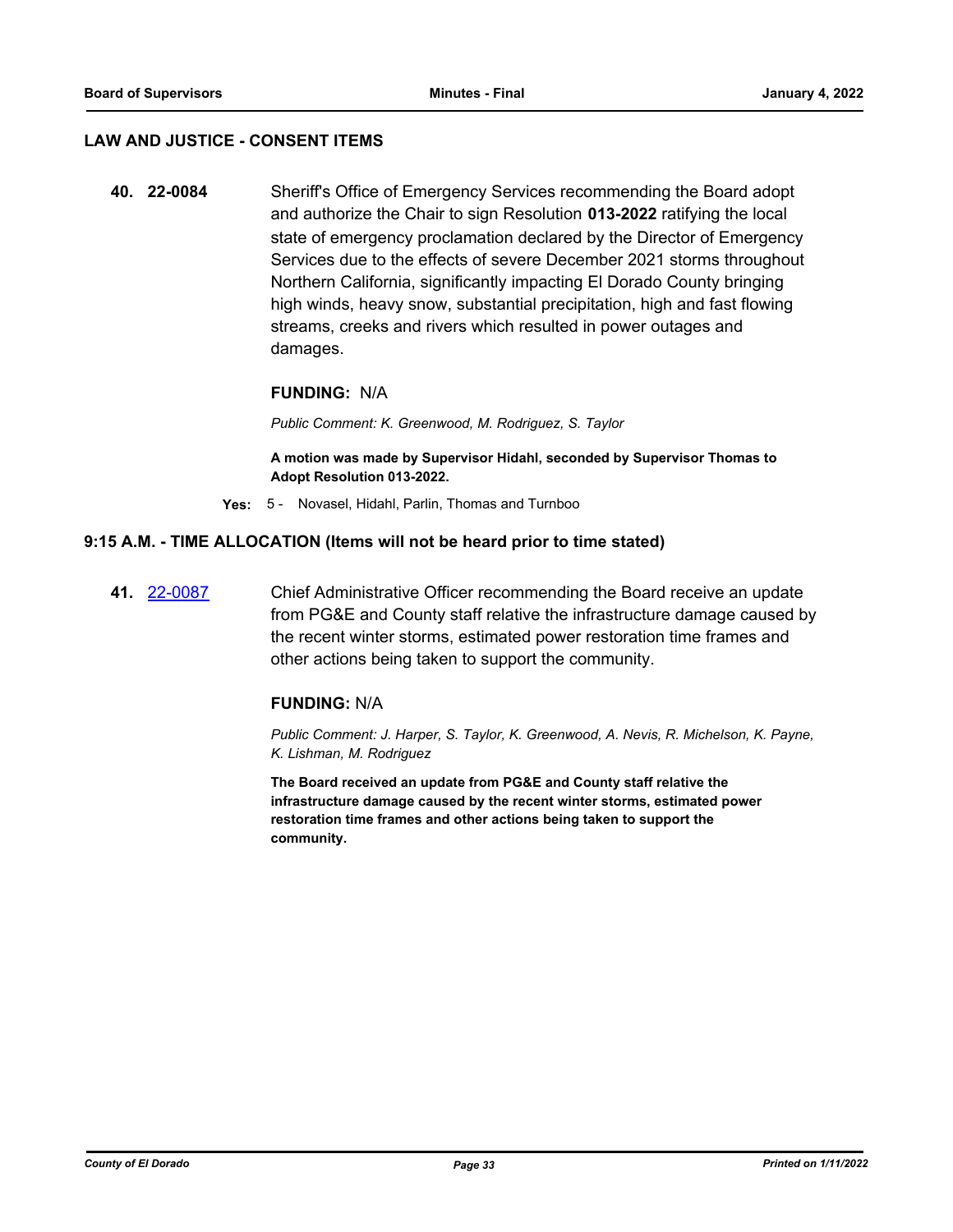## LAW AND JUSTICE - CONSENT ITEMS

**40. 22-0084** Sheriff's Office of Emergency Services recommending the Board adopt and authorize the Chair to sign Resolution **013-2022** ratifying the local state of emergency proclamation declared by the Director of Emergency Services due to the effects of severe December 2021 storms throughout Northern California, significantly impacting El Dorado County bringing high winds, heavy snow, substantial precipitation, high and fast flowing streams, creeks and rivers which resulted in power outages and damages.

**FUNDING:** N/A

*Public Comment: K. Greenwood, M. Rodriguez, S. Taylor*

**A motion was made by Supervisor Hidahl, seconded by Supervisor Thomas to Adopt Resolution 013-2022.**

**Yes:** 5 - Novasel, Hidahl, Parlin, Thomas and Turnboo

## 9:15 A.M. - TIME ALLOCATION (Items will not be heard prior to time stated)

**41. 22-0087** Chief Administrative Officer recommending the Board receive an update from PG&E and County staff relative the infrastructure damage caused by the recent winter storms, estimated power restoration time frames and other actions being taken to support the community.

**FUNDING:** N/A

*Public Comment: J. Harper, S. Taylor, K. Greenwood, A. Nevis, R. Michelson, K. Payne, K. Lishman, M. Rodriguez*

**The Board received an update from PG&E and County staff relative the infrastructure damage caused by the recent winter storms, estimated power restoration time frames and other actions being taken to support the community.**